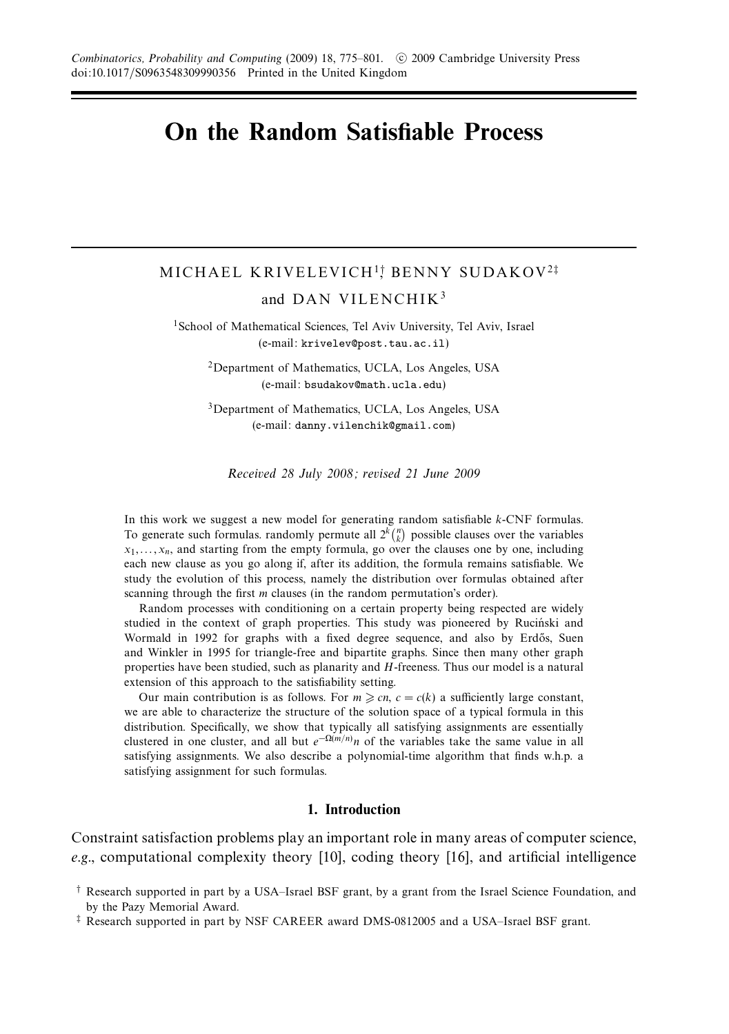# On the Random Satisfiable Process

MICHAEL KRIVELEVICH[1,†], BENNY SUDAKOV[2,‡] and DAN VILENCHIK[3]

[1]School of Mathematical Sciences, Tel Aviv University, Tel Aviv, Israel
(e-mail: krivelev@post.tau.ac.il)

[2]Department of Mathematics, UCLA, Los Angeles, USA
(e-mail: bsudakov@math.ucla.edu)

[3]Department of Mathematics, UCLA, Los Angeles, USA
(e-mail: danny.vilenchik@gmail.com)

*Received 28 July 2008; revised 21 June 2009*

In this work we suggest a new model for generating random satisfiable $k$-CNF formulas. To generate such formulas. randomly permute all $2^k\binom{n}{k}$ possible clauses over the variables $x_1, \ldots, x_n$, and starting from the empty formula, go over the clauses one by one, including each new clause as you go along if, after its addition, the formula remains satisfiable. We study the evolution of this process, namely the distribution over formulas obtained after scanning through the first $m$ clauses (in the random permutation's order).

Random processes with conditioning on a certain property being respected are widely studied in the context of graph properties. This study was pioneered by Ruciński and Wormald in 1992 for graphs with a fixed degree sequence, and also by Erdős, Suen and Winkler in 1995 for triangle-free and bipartite graphs. Since then many other graph properties have been studied, such as planarity and $H$-freeness. Thus our model is a natural extension of this approach to the satisfiability setting.

Our main contribution is as follows. For $m \geqslant cn$, $c = c(k)$ a sufficiently large constant, we are able to characterize the structure of the solution space of a typical formula in this distribution. Specifically, we show that typically all satisfying assignments are essentially clustered in one cluster, and all but $e^{-\Omega(m/n)}n$ of the variables take the same value in all satisfying assignments. We also describe a polynomial-time algorithm that finds w.h.p. a satisfying assignment for such formulas.

## 1. Introduction

Constraint satisfaction problems play an important role in many areas of computer science, *e.g.*, computational complexity theory [10], coding theory [16], and artificial intelligence

† Research supported in part by a USA–Israel BSF grant, by a grant from the Israel Science Foundation, and by the Pazy Memorial Award.

‡ Research supported in part by NSF CAREER award DMS-0812005 and a USA–Israel BSF grant.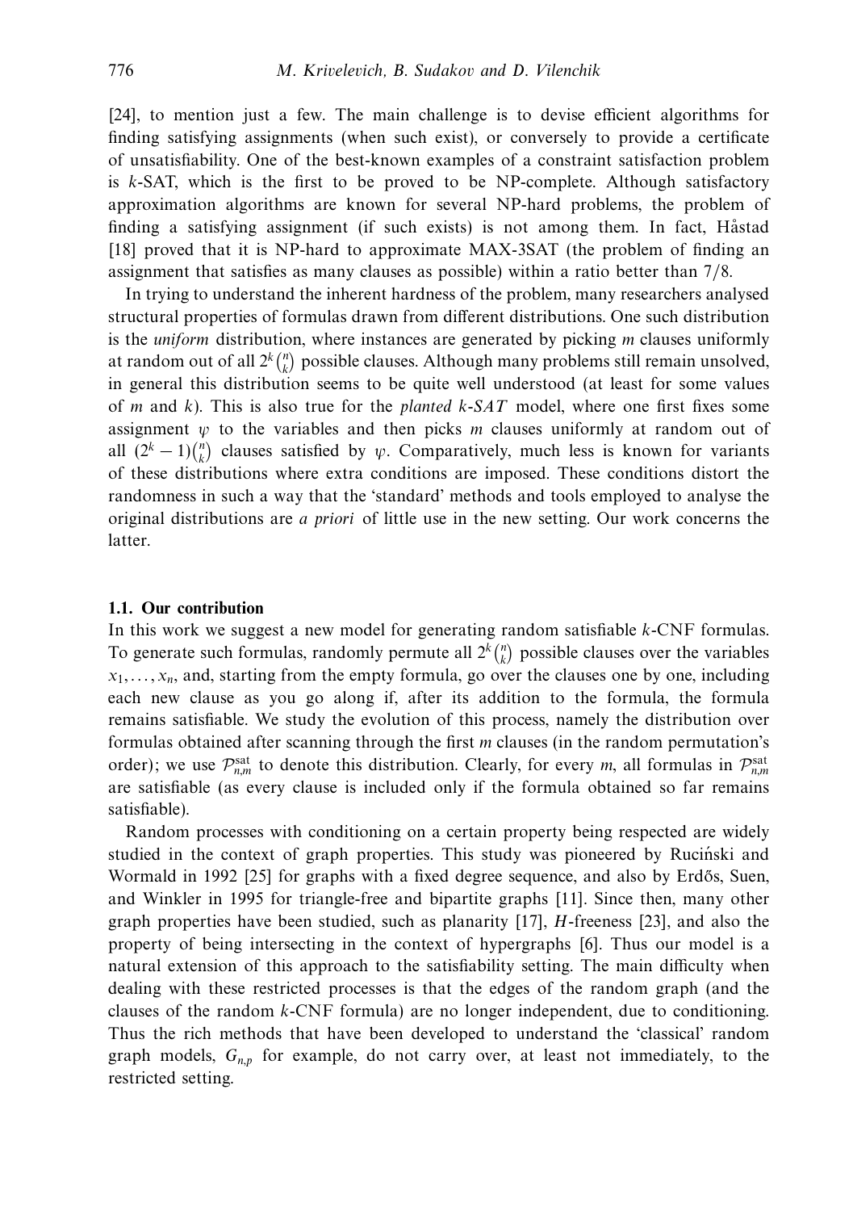[24], to mention just a few. The main challenge is to devise efficient algorithms for finding satisfying assignments (when such exist), or conversely to provide a certificate of unsatisfiability. One of the best-known examples of a constraint satisfaction problem is $k$-SAT, which is the first to be proved to be NP-complete. Although satisfactory approximation algorithms are known for several NP-hard problems, the problem of finding a satisfying assignment (if such exists) is not among them. In fact, Håstad [18] proved that it is NP-hard to approximate MAX-3SAT (the problem of finding an assignment that satisfies as many clauses as possible) within a ratio better than $7/8$.

In trying to understand the inherent hardness of the problem, many researchers analysed structural properties of formulas drawn from different distributions. One such distribution is the *uniform* distribution, where instances are generated by picking $m$ clauses uniformly at random out of all $2^k\binom{n}{k}$ possible clauses. Although many problems still remain unsolved, in general this distribution seems to be quite well understood (at least for some values of $m$ and $k$). This is also true for the *planted k-SAT* model, where one first fixes some assignment $\psi$ to the variables and then picks $m$ clauses uniformly at random out of all $(2^k-1)\binom{n}{k}$ clauses satisfied by $\psi$. Comparatively, much less is known for variants of these distributions where extra conditions are imposed. These conditions distort the randomness in such a way that the 'standard' methods and tools employed to analyse the original distributions are *a priori* of little use in the new setting. Our work concerns the latter.

### 1.1. Our contribution

In this work we suggest a new model for generating random satisfiable $k$-CNF formulas. To generate such formulas, randomly permute all $2^k\binom{n}{k}$ possible clauses over the variables $x_1,\ldots,x_n$, and, starting from the empty formula, go over the clauses one by one, including each new clause as you go along if, after its addition to the formula, the formula remains satisfiable. We study the evolution of this process, namely the distribution over formulas obtained after scanning through the first $m$ clauses (in the random permutation's order); we use $\mathcal{P}^{\text{sat}}_{n,m}$ to denote this distribution. Clearly, for every $m$, all formulas in $\mathcal{P}^{\text{sat}}_{n,m}$ are satisfiable (as every clause is included only if the formula obtained so far remains satisfiable).

Random processes with conditioning on a certain property being respected are widely studied in the context of graph properties. This study was pioneered by Ruciński and Wormald in 1992 [25] for graphs with a fixed degree sequence, and also by Erdős, Suen, and Winkler in 1995 for triangle-free and bipartite graphs [11]. Since then, many other graph properties have been studied, such as planarity [17], $H$-freeness [23], and also the property of being intersecting in the context of hypergraphs [6]. Thus our model is a natural extension of this approach to the satisfiability setting. The main difficulty when dealing with these restricted processes is that the edges of the random graph (and the clauses of the random $k$-CNF formula) are no longer independent, due to conditioning. Thus the rich methods that have been developed to understand the 'classical' random graph models, $G_{n,p}$ for example, do not carry over, at least not immediately, to the restricted setting.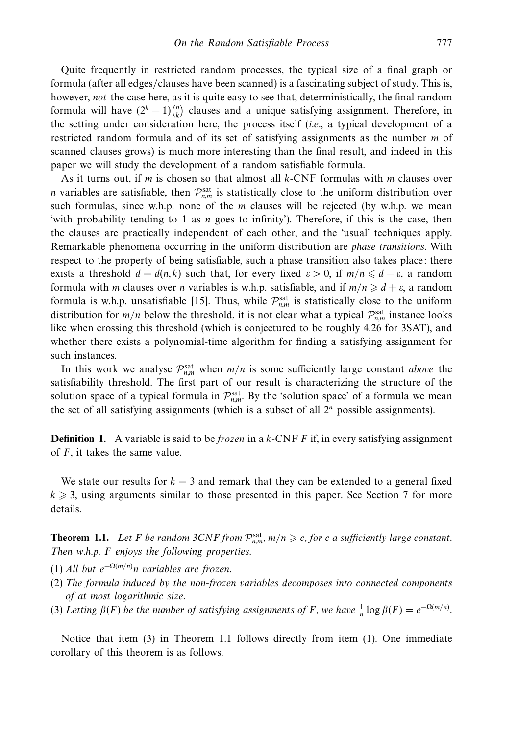Quite frequently in restricted random processes, the typical size of a final graph or formula (after all edges/clauses have been scanned) is a fascinating subject of study. This is, however, *not* the case here, as it is quite easy to see that, deterministically, the final random formula will have $(2^k - 1)\binom{n}{k}$ clauses and a unique satisfying assignment. Therefore, in the setting under consideration here, the process itself (*i.e.*, a typical development of a restricted random formula and of its set of satisfying assignments as the number $m$ of scanned clauses grows) is much more interesting than the final result, and indeed in this paper we will study the development of a random satisfiable formula.

As it turns out, if $m$ is chosen so that almost all $k$-CNF formulas with $m$ clauses over $n$ variables are satisfiable, then $\mathcal{P}_{n,m}^{\text{sat}}$ is statistically close to the uniform distribution over such formulas, since w.h.p. none of the $m$ clauses will be rejected (by w.h.p. we mean 'with probability tending to 1 as $n$ goes to infinity'). Therefore, if this is the case, then the clauses are practically independent of each other, and the 'usual' techniques apply. Remarkable phenomena occurring in the uniform distribution are *phase transitions*. With respect to the property of being satisfiable, such a phase transition also takes place: there exists a threshold $d = d(n, k)$ such that, for every fixed $\varepsilon > 0$, if $m/n \leqslant d - \varepsilon$, a random formula with $m$ clauses over $n$ variables is w.h.p. satisfiable, and if $m/n \geqslant d + \varepsilon$, a random formula is w.h.p. unsatisfiable [15]. Thus, while $\mathcal{P}_{n,m}^{\text{sat}}$ is statistically close to the uniform distribution for $m/n$ below the threshold, it is not clear what a typical $\mathcal{P}_{n,m}^{\text{sat}}$ instance looks like when crossing this threshold (which is conjectured to be roughly 4.26 for 3SAT), and whether there exists a polynomial-time algorithm for finding a satisfying assignment for such instances.

In this work we analyse $\mathcal{P}_{n,m}^{\text{sat}}$ when $m/n$ is some sufficiently large constant *above* the satisfiability threshold. The first part of our result is characterizing the structure of the solution space of a typical formula in $\mathcal{P}_{n,m}^{\text{sat}}$. By the 'solution space' of a formula we mean the set of all satisfying assignments (which is a subset of all $2^n$ possible assignments).

**Definition 1.** A variable is said to be *frozen* in a $k$-CNF $F$ if, in every satisfying assignment of $F$, it takes the same value.

We state our results for $k = 3$ and remark that they can be extended to a general fixed $k \geqslant 3$, using arguments similar to those presented in this paper. See Section 7 for more details.

**Theorem 1.1.** *Let $F$ be random 3CNF from $\mathcal{P}_{n,m}^{\text{sat}}$, $m/n \geqslant c$, for $c$ a sufficiently large constant. Then w.h.p. $F$ enjoys the following properties.*

(1) *All but $e^{-\Omega(m/n)}n$ variables are frozen.*
(2) *The formula induced by the non-frozen variables decomposes into connected components of at most logarithmic size.*
(3) *Letting $\beta(F)$ be the number of satisfying assignments of $F$, we have $\frac{1}{n}\log \beta(F) = e^{-\Omega(m/n)}$.*

Notice that item (3) in Theorem 1.1 follows directly from item (1). One immediate corollary of this theorem is as follows.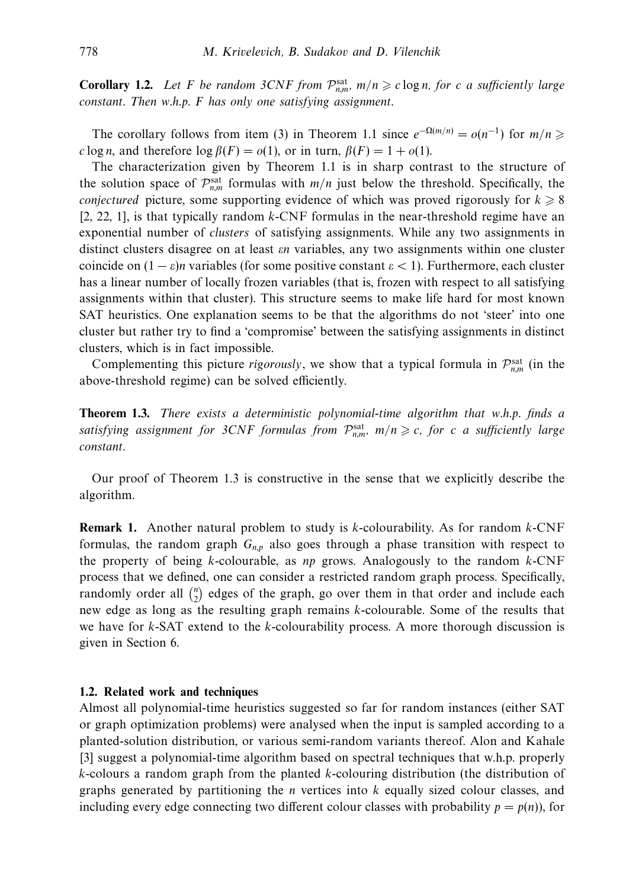**Corollary 1.2.** *Let $F$ be random 3CNF from $\mathcal{P}^{\text{sat}}_{n,m}$, $m/n \geqslant c \log n$, for $c$ a sufficiently large constant. Then w.h.p. $F$ has only one satisfying assignment.*

The corollary follows from item (3) in Theorem 1.1 since $e^{-\Omega(m/n)} = o(n^{-1})$ for $m/n \geqslant c \log n$, and therefore $\log \beta(F) = o(1)$, or in turn, $\beta(F) = 1 + o(1)$.

The characterization given by Theorem 1.1 is in sharp contrast to the structure of the solution space of $\mathcal{P}^{\text{sat}}_{n,m}$ formulas with $m/n$ just below the threshold. Specifically, the *conjectured* picture, some supporting evidence of which was proved rigorously for $k \geqslant 8$ [2, 22, 1], is that typically random $k$-CNF formulas in the near-threshold regime have an exponential number of *clusters* of satisfying assignments. While any two assignments in distinct clusters disagree on at least $\varepsilon n$ variables, any two assignments within one cluster coincide on $(1 - \varepsilon)n$ variables (for some positive constant $\varepsilon < 1$). Furthermore, each cluster has a linear number of locally frozen variables (that is, frozen with respect to all satisfying assignments within that cluster). This structure seems to make life hard for most known SAT heuristics. One explanation seems to be that the algorithms do not 'steer' into one cluster but rather try to find a 'compromise' between the satisfying assignments in distinct clusters, which is in fact impossible.

Complementing this picture *rigorously*, we show that a typical formula in $\mathcal{P}^{\text{sat}}_{n,m}$ (in the above-threshold regime) can be solved efficiently.

**Theorem 1.3.** *There exists a deterministic polynomial-time algorithm that w.h.p. finds a satisfying assignment for 3CNF formulas from $\mathcal{P}^{\text{sat}}_{n,m}$, $m/n \geqslant c$, for $c$ a sufficiently large constant.*

Our proof of Theorem 1.3 is constructive in the sense that we explicitly describe the algorithm.

**Remark 1.** Another natural problem to study is $k$-colourability. As for random $k$-CNF formulas, the random graph $G_{n,p}$ also goes through a phase transition with respect to the property of being $k$-colourable, as $np$ grows. Analogously to the random $k$-CNF process that we defined, one can consider a restricted random graph process. Specifically, randomly order all $\binom{n}{2}$ edges of the graph, go over them in that order and include each new edge as long as the resulting graph remains $k$-colourable. Some of the results that we have for $k$-SAT extend to the $k$-colourability process. A more thorough discussion is given in Section 6.

### 1.2. Related work and techniques

Almost all polynomial-time heuristics suggested so far for random instances (either SAT or graph optimization problems) were analysed when the input is sampled according to a planted-solution distribution, or various semi-random variants thereof. Alon and Kahale [3] suggest a polynomial-time algorithm based on spectral techniques that w.h.p. properly $k$-colours a random graph from the planted $k$-colouring distribution (the distribution of graphs generated by partitioning the $n$ vertices into $k$ equally sized colour classes, and including every edge connecting two different colour classes with probability $p = p(n)$), for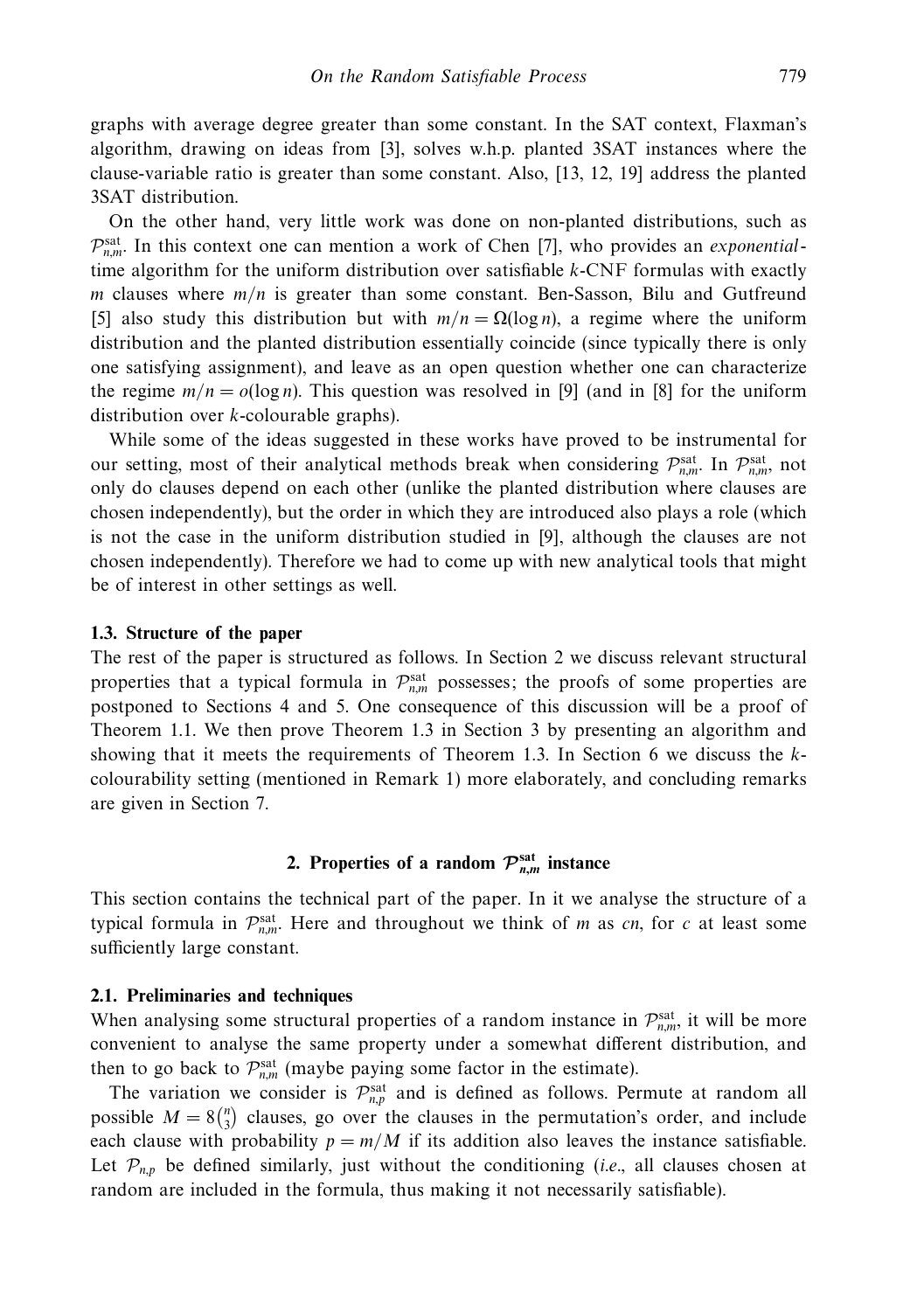graphs with average degree greater than some constant. In the SAT context, Flaxman's algorithm, drawing on ideas from [3], solves w.h.p. planted 3SAT instances where the clause-variable ratio is greater than some constant. Also, [13, 12, 19] address the planted 3SAT distribution.

On the other hand, very little work was done on non-planted distributions, such as $\mathcal{P}^{\text{sat}}_{n,m}$. In this context one can mention a work of Chen [7], who provides an *exponential*-time algorithm for the uniform distribution over satisfiable $k$-CNF formulas with exactly $m$ clauses where $m/n$ is greater than some constant. Ben-Sasson, Bilu and Gutfreund [5] also study this distribution but with $m/n = \Omega(\log n)$, a regime where the uniform distribution and the planted distribution essentially coincide (since typically there is only one satisfying assignment), and leave as an open question whether one can characterize the regime $m/n = o(\log n)$. This question was resolved in [9] (and in [8] for the uniform distribution over $k$-colourable graphs).

While some of the ideas suggested in these works have proved to be instrumental for our setting, most of their analytical methods break when considering $\mathcal{P}^{\text{sat}}_{n,m}$. In $\mathcal{P}^{\text{sat}}_{n,m}$, not only do clauses depend on each other (unlike the planted distribution where clauses are chosen independently), but the order in which they are introduced also plays a role (which is not the case in the uniform distribution studied in [9], although the clauses are not chosen independently). Therefore we had to come up with new analytical tools that might be of interest in other settings as well.

### 1.3. Structure of the paper

The rest of the paper is structured as follows. In Section 2 we discuss relevant structural properties that a typical formula in $\mathcal{P}^{\text{sat}}_{n,m}$ possesses; the proofs of some properties are postponed to Sections 4 and 5. One consequence of this discussion will be a proof of Theorem 1.1. We then prove Theorem 1.3 in Section 3 by presenting an algorithm and showing that it meets the requirements of Theorem 1.3. In Section 6 we discuss the $k$-colourability setting (mentioned in Remark 1) more elaborately, and concluding remarks are given in Section 7.

## 2. Properties of a random $\mathcal{P}^{\text{sat}}_{n,m}$ instance

This section contains the technical part of the paper. In it we analyse the structure of a typical formula in $\mathcal{P}^{\text{sat}}_{n,m}$. Here and throughout we think of $m$ as $cn$, for $c$ at least some sufficiently large constant.

### 2.1. Preliminaries and techniques

When analysing some structural properties of a random instance in $\mathcal{P}^{\text{sat}}_{n,m}$, it will be more convenient to analyse the same property under a somewhat different distribution, and then to go back to $\mathcal{P}^{\text{sat}}_{n,m}$ (maybe paying some factor in the estimate).

The variation we consider is $\mathcal{P}^{\text{sat}}_{n,p}$ and is defined as follows. Permute at random all possible $M = 8\binom{n}{3}$ clauses, go over the clauses in the permutation's order, and include each clause with probability $p = m/M$ if its addition also leaves the instance satisfiable. Let $\mathcal{P}_{n,p}$ be defined similarly, just without the conditioning (*i.e.*, all clauses chosen at random are included in the formula, thus making it not necessarily satisfiable).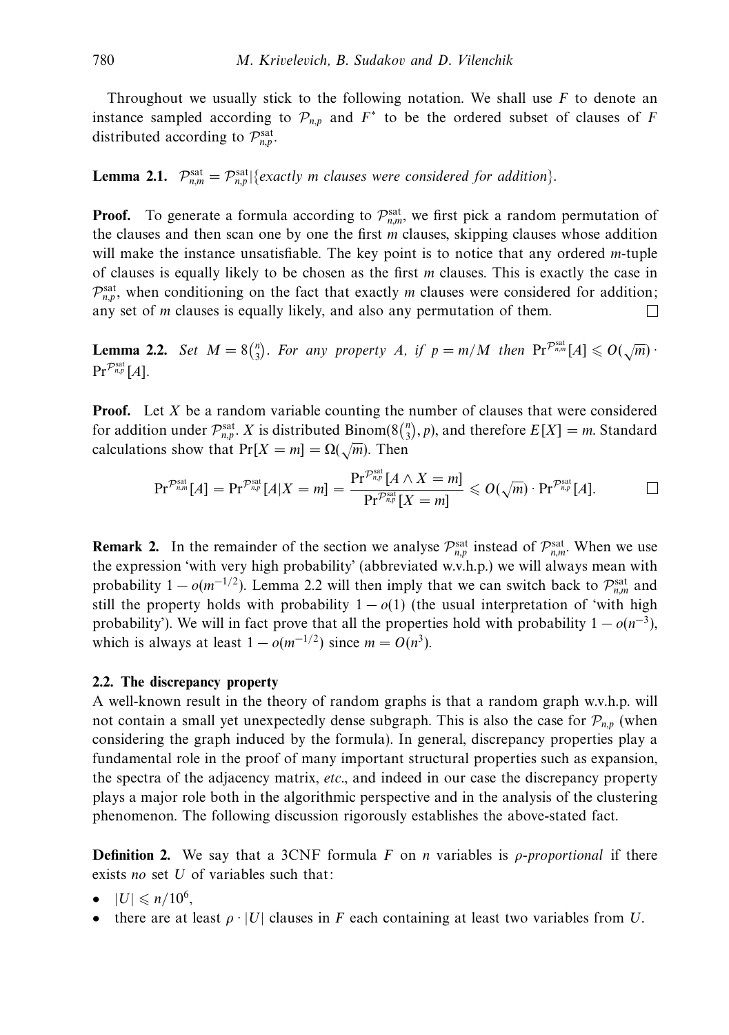Throughout we usually stick to the following notation. We shall use $F$ to denote an instance sampled according to $\mathcal{P}_{n,p}$ and $F^*$ to be the ordered subset of clauses of $F$ distributed according to $\mathcal{P}_{n,p}^{\text{sat}}$.

**Lemma 2.1.** $\mathcal{P}_{n,m}^{\text{sat}} = \mathcal{P}_{n,p}^{\text{sat}} | \{$*exactly m clauses were considered for addition*$\}$.

**Proof.** To generate a formula according to $\mathcal{P}_{n,m}^{\text{sat}}$, we first pick a random permutation of the clauses and then scan one by one the first $m$ clauses, skipping clauses whose addition will make the instance unsatisfiable. The key point is to notice that any ordered $m$-tuple of clauses is equally likely to be chosen as the first $m$ clauses. This is exactly the case in $\mathcal{P}_{n,p}^{\text{sat}}$, when conditioning on the fact that exactly $m$ clauses were considered for addition; any set of $m$ clauses is equally likely, and also any permutation of them. □

**Lemma 2.2.** *Set* $M = 8\binom{n}{3}$*. For any property A, if* $p = m/M$ *then* $\Pr^{\mathcal{P}_{n,m}^{\text{sat}}}[A] \leqslant O(\sqrt{m}) \cdot \Pr^{\mathcal{P}_{n,p}^{\text{sat}}}[A]$.

**Proof.** Let $X$ be a random variable counting the number of clauses that were considered for addition under $\mathcal{P}_{n,p}^{\text{sat}}$. $X$ is distributed $\text{Binom}(8\binom{n}{3}, p)$, and therefore $E[X] = m$. Standard calculations show that $\Pr[X = m] = \Omega(\sqrt{m})$. Then

$$\Pr^{\mathcal{P}_{n,m}^{\text{sat}}}[A] = \Pr^{\mathcal{P}_{n,p}^{\text{sat}}}[A | X = m] = \frac{\Pr^{\mathcal{P}_{n,p}^{\text{sat}}}[A \wedge X = m]}{\Pr^{\mathcal{P}_{n,p}^{\text{sat}}}[X = m]} \leqslant O(\sqrt{m}) \cdot \Pr^{\mathcal{P}_{n,p}^{\text{sat}}}[A].$$

□

**Remark 2.** In the remainder of the section we analyse $\mathcal{P}_{n,p}^{\text{sat}}$ instead of $\mathcal{P}_{n,m}^{\text{sat}}$. When we use the expression 'with very high probability' (abbreviated w.v.h.p.) we will always mean with probability $1 - o(m^{-1/2})$. Lemma 2.2 will then imply that we can switch back to $\mathcal{P}_{n,m}^{\text{sat}}$ and still the property holds with probability $1 - o(1)$ (the usual interpretation of 'with high probability'). We will in fact prove that all the properties hold with probability $1 - o(n^{-3})$, which is always at least $1 - o(m^{-1/2})$ since $m = O(n^3)$.

### 2.2. The discrepancy property

A well-known result in the theory of random graphs is that a random graph w.v.h.p. will not contain a small yet unexpectedly dense subgraph. This is also the case for $\mathcal{P}_{n,p}$ (when considering the graph induced by the formula). In general, discrepancy properties play a fundamental role in the proof of many important structural properties such as expansion, the spectra of the adjacency matrix, *etc*., and indeed in our case the discrepancy property plays a major role both in the algorithmic perspective and in the analysis of the clustering phenomenon. The following discussion rigorously establishes the above-stated fact.

**Definition 2.** We say that a 3CNF formula $F$ on $n$ variables is $\rho$-*proportional* if there exists *no* set $U$ of variables such that:

- $|U| \leqslant n/10^6$,
- there are at least $\rho \cdot |U|$ clauses in $F$ each containing at least two variables from $U$.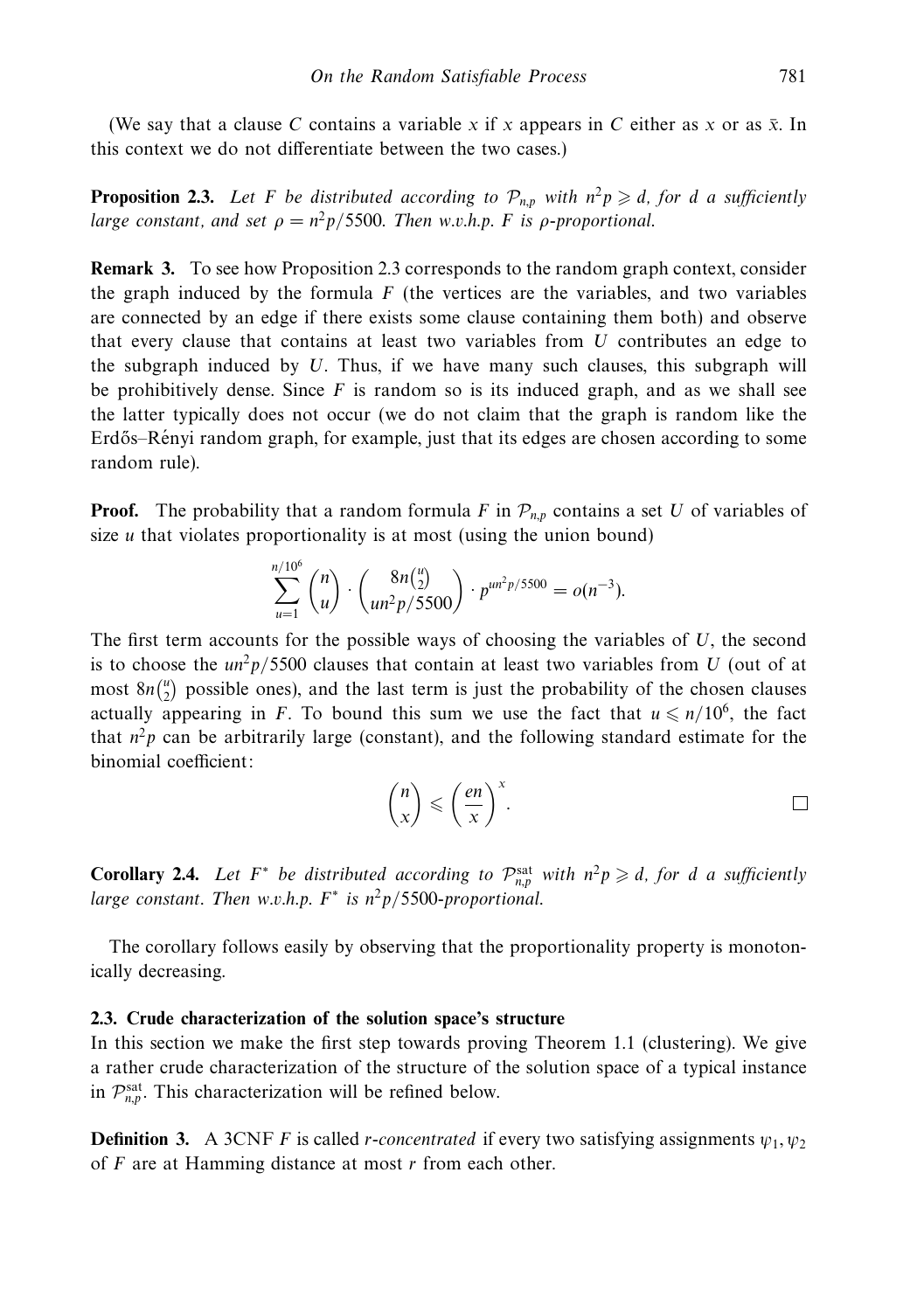(We say that a clause $C$ contains a variable $x$ if $x$ appears in $C$ either as $x$ or as $\bar{x}$. In this context we do not differentiate between the two cases.)

**Proposition 2.3.** *Let $F$ be distributed according to $\mathcal{P}_{n,p}$ with $n^2p \geqslant d$, for $d$ a sufficiently large constant, and set $\rho = n^2p/5500$. Then w.v.h.p. $F$ is $\rho$-proportional.*

**Remark 3.** To see how Proposition 2.3 corresponds to the random graph context, consider the graph induced by the formula $F$ (the vertices are the variables, and two variables are connected by an edge if there exists some clause containing them both) and observe that every clause that contains at least two variables from $U$ contributes an edge to the subgraph induced by $U$. Thus, if we have many such clauses, this subgraph will be prohibitively dense. Since $F$ is random so is its induced graph, and as we shall see the latter typically does not occur (we do not claim that the graph is random like the Erdős–Rényi random graph, for example, just that its edges are chosen according to some random rule).

**Proof.** The probability that a random formula $F$ in $\mathcal{P}_{n,p}$ contains a set $U$ of variables of size $u$ that violates proportionality is at most (using the union bound)

$$\sum_{u=1}^{n/10^6} \binom{n}{u} \cdot \binom{8n\binom{u}{2}}{un^2p/5500} \cdot p^{un^2p/5500} = o(n^{-3}).$$

The first term accounts for the possible ways of choosing the variables of $U$, the second is to choose the $un^2p/5500$ clauses that contain at least two variables from $U$ (out of at most $8n\binom{u}{2}$ possible ones), and the last term is just the probability of the chosen clauses actually appearing in $F$. To bound this sum we use the fact that $u \leqslant n/10^6$, the fact that $n^2p$ can be arbitrarily large (constant), and the following standard estimate for the binomial coefficient:

$$\binom{n}{x} \leqslant \left(\frac{en}{x}\right)^x. \qquad \square$$

**Corollary 2.4.** *Let $F^*$ be distributed according to $\mathcal{P}_{n,p}^{\text{sat}}$ with $n^2p \geqslant d$, for $d$ a sufficiently large constant. Then w.v.h.p. $F^*$ is $n^2p/5500$-proportional.*

The corollary follows easily by observing that the proportionality property is monotonically decreasing.

### 2.3. Crude characterization of the solution space's structure

In this section we make the first step towards proving Theorem 1.1 (clustering). We give a rather crude characterization of the structure of the solution space of a typical instance in $\mathcal{P}_{n,p}^{\text{sat}}$. This characterization will be refined below.

**Definition 3.** A 3CNF $F$ is called *$r$-concentrated* if every two satisfying assignments $\psi_1, \psi_2$ of $F$ are at Hamming distance at most $r$ from each other.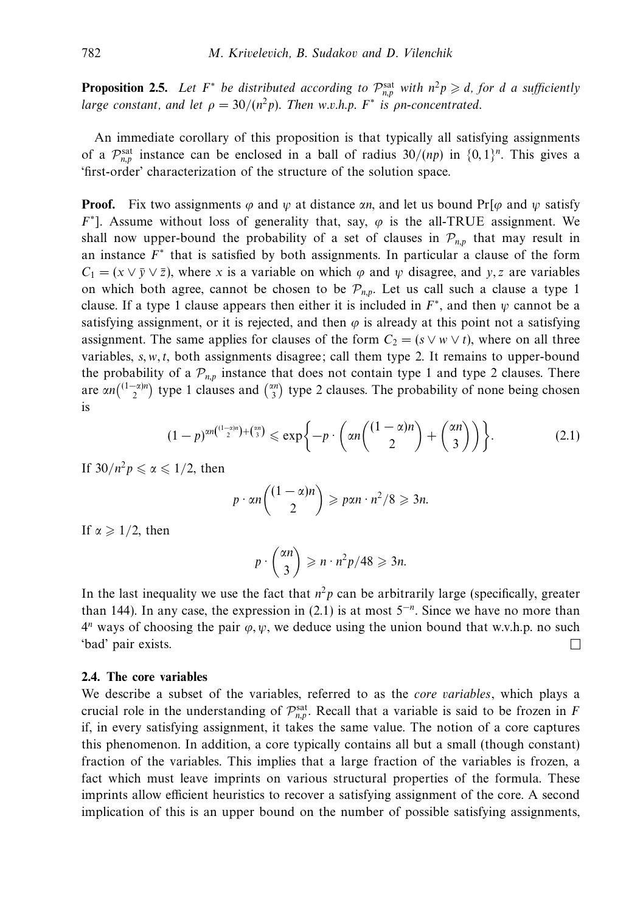**Proposition 2.5.** *Let $F^*$ be distributed according to $\mathcal{P}^{\text{sat}}_{n,p}$ with $n^2p \geqslant d$, for $d$ a sufficiently large constant, and let $\rho = 30/(n^2p)$. Then w.v.h.p. $F^*$ is $\rho n$-concentrated.*

An immediate corollary of this proposition is that typically all satisfying assignments of a $\mathcal{P}^{\text{sat}}_{n,p}$ instance can be enclosed in a ball of radius $30/(np)$ in $\{0,1\}^n$. This gives a 'first-order' characterization of the structure of the solution space.

**Proof.** Fix two assignments $\varphi$ and $\psi$ at distance $\alpha n$, and let us bound Pr[$\varphi$ and $\psi$ satisfy $F^*$]. Assume without loss of generality that, say, $\varphi$ is the all-TRUE assignment. We shall now upper-bound the probability of a set of clauses in $\mathcal{P}_{n,p}$ that may result in an instance $F^*$ that is satisfied by both assignments. In particular a clause of the form $C_1 = (x \vee \bar{y} \vee \bar{z})$, where $x$ is a variable on which $\varphi$ and $\psi$ disagree, and $y, z$ are variables on which both agree, cannot be chosen to be $\mathcal{P}_{n,p}$. Let us call such a clause a type 1 clause. If a type 1 clause appears then either it is included in $F^*$, and then $\psi$ cannot be a satisfying assignment, or it is rejected, and then $\varphi$ is already at this point not a satisfying assignment. The same applies for clauses of the form $C_2 = (s \vee w \vee t)$, where on all three variables, $s, w, t$, both assignments disagree; call them type 2. It remains to upper-bound the probability of a $\mathcal{P}_{n,p}$ instance that does not contain type 1 and type 2 clauses. There are $\alpha n\binom{(1-\alpha)n}{2}$ type 1 clauses and $\binom{\alpha n}{3}$ type 2 clauses. The probability of none being chosen is

$$(1-p)^{\alpha n\binom{(1-\alpha)n}{2}+\binom{\alpha n}{3}} \leqslant \exp\left\{-p \cdot \left(\alpha n\binom{(1-\alpha)n}{2} + \binom{\alpha n}{3}\right)\right\}. \tag{2.1}$$

If $30/n^2p \leqslant \alpha \leqslant 1/2$, then

$$p \cdot \alpha n\binom{(1-\alpha)n}{2} \geqslant p\alpha n \cdot n^2/8 \geqslant 3n.$$

If $\alpha \geqslant 1/2$, then

$$p \cdot \binom{\alpha n}{3} \geqslant n \cdot n^2p/48 \geqslant 3n.$$

In the last inequality we use the fact that $n^2p$ can be arbitrarily large (specifically, greater than 144). In any case, the expression in (2.1) is at most $5^{-n}$. Since we have no more than $4^n$ ways of choosing the pair $\varphi, \psi$, we deduce using the union bound that w.v.h.p. no such 'bad' pair exists. □

### 2.4. The core variables

We describe a subset of the variables, referred to as the *core variables*, which plays a crucial role in the understanding of $\mathcal{P}^{\text{sat}}_{n,p}$. Recall that a variable is said to be frozen in $F$ if, in every satisfying assignment, it takes the same value. The notion of a core captures this phenomenon. In addition, a core typically contains all but a small (though constant) fraction of the variables. This implies that a large fraction of the variables is frozen, a fact which must leave imprints on various structural properties of the formula. These imprints allow efficient heuristics to recover a satisfying assignment of the core. A second implication of this is an upper bound on the number of possible satisfying assignments,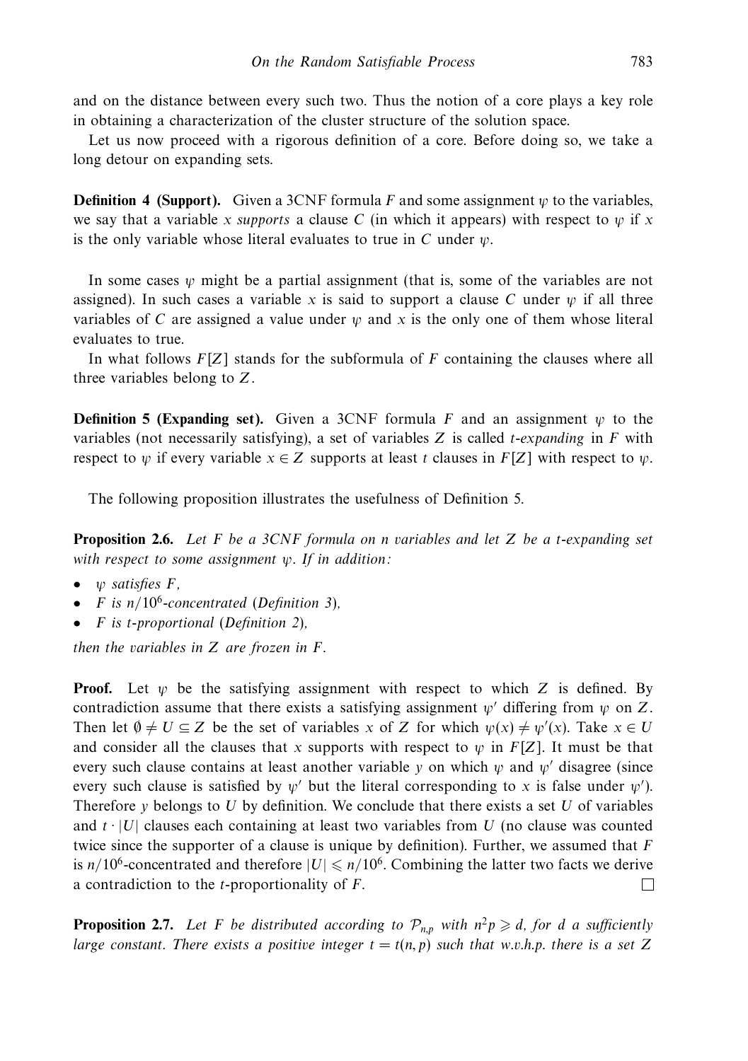and on the distance between every such two. Thus the notion of a core plays a key role in obtaining a characterization of the cluster structure of the solution space.

Let us now proceed with a rigorous definition of a core. Before doing so, we take a long detour on expanding sets.

**Definition 4 (Support).** Given a 3CNF formula $F$ and some assignment $\psi$ to the variables, we say that a variable $x$ *supports* a clause $C$ (in which it appears) with respect to $\psi$ if $x$ is the only variable whose literal evaluates to true in $C$ under $\psi$.

In some cases $\psi$ might be a partial assignment (that is, some of the variables are not assigned). In such cases a variable $x$ is said to support a clause $C$ under $\psi$ if all three variables of $C$ are assigned a value under $\psi$ and $x$ is the only one of them whose literal evaluates to true.

In what follows $F[Z]$ stands for the subformula of $F$ containing the clauses where all three variables belong to $Z$.

**Definition 5 (Expanding set).** Given a 3CNF formula $F$ and an assignment $\psi$ to the variables (not necessarily satisfying), a set of variables $Z$ is called *t-expanding* in $F$ with respect to $\psi$ if every variable $x \in Z$ supports at least $t$ clauses in $F[Z]$ with respect to $\psi$.

The following proposition illustrates the usefulness of Definition 5.

**Proposition 2.6.** *Let $F$ be a 3CNF formula on $n$ variables and let $Z$ be a $t$-expanding set with respect to some assignment $\psi$. If in addition:*

- *$\psi$ satisfies $F$,*
- *$F$ is $n/10^6$-concentrated (Definition 3),*
- *$F$ is $t$-proportional (Definition 2),*

*then the variables in $Z$ are frozen in $F$.*

**Proof.** Let $\psi$ be the satisfying assignment with respect to which $Z$ is defined. By contradiction assume that there exists a satisfying assignment $\psi'$ differing from $\psi$ on $Z$. Then let $\emptyset \neq U \subseteq Z$ be the set of variables $x$ of $Z$ for which $\psi(x) \neq \psi'(x)$. Take $x \in U$ and consider all the clauses that $x$ supports with respect to $\psi$ in $F[Z]$. It must be that every such clause contains at least another variable $y$ on which $\psi$ and $\psi'$ disagree (since every such clause is satisfied by $\psi'$ but the literal corresponding to $x$ is false under $\psi'$). Therefore $y$ belongs to $U$ by definition. We conclude that there exists a set $U$ of variables and $t \cdot |U|$ clauses each containing at least two variables from $U$ (no clause was counted twice since the supporter of a clause is unique by definition). Further, we assumed that $F$ is $n/10^6$-concentrated and therefore $|U| \leqslant n/10^6$. Combining the latter two facts we derive a contradiction to the $t$-proportionality of $F$. $\square$

**Proposition 2.7.** *Let $F$ be distributed according to $\mathcal{P}_{n,p}$ with $n^2 p \geqslant d$, for $d$ a sufficiently large constant. There exists a positive integer $t = t(n,p)$ such that w.v.h.p. there is a set $Z$*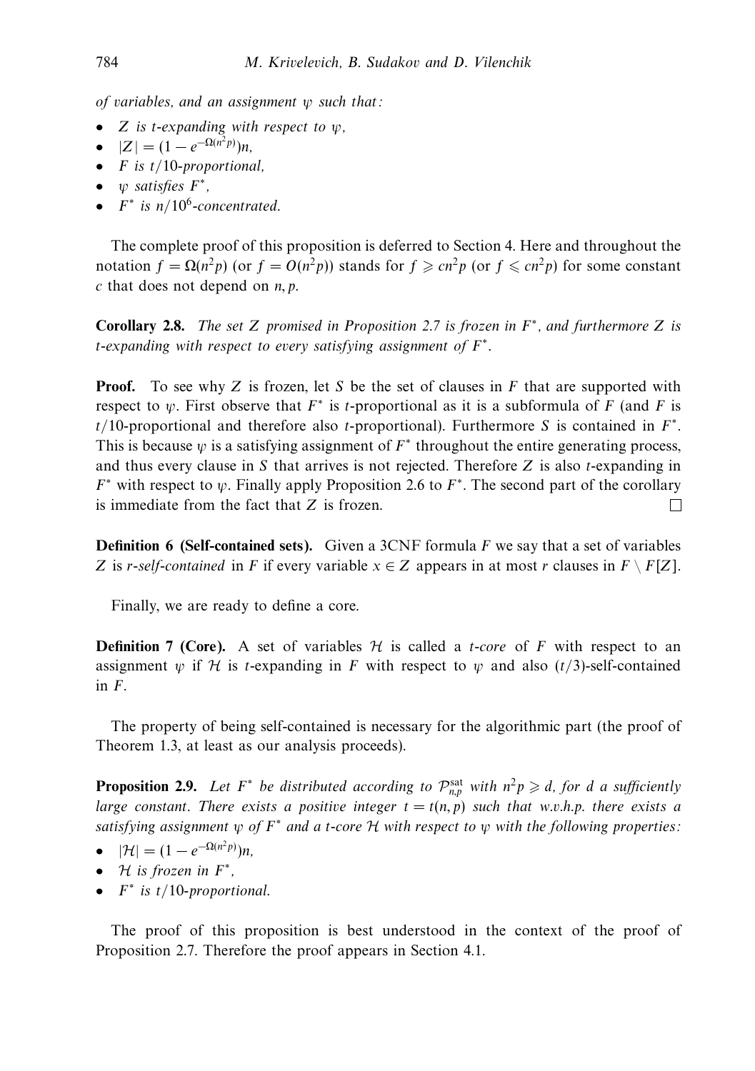*of variables, and an assignment $\psi$ such that:*

- *$Z$ is $t$-expanding with respect to $\psi$,*
- *$|Z| = (1 - e^{-\Omega(n^2p)})n$,*
- *$F$ is $t/10$-proportional,*
- *$\psi$ satisfies $F^*$,*
- *$F^*$ is $n/10^6$-concentrated.*

The complete proof of this proposition is deferred to Section 4. Here and throughout the notation $f = \Omega(n^2p)$ (or $f = O(n^2p)$) stands for $f \geqslant cn^2p$ (or $f \leqslant cn^2p$) for some constant $c$ that does not depend on $n, p$.

**Corollary 2.8.** *The set $Z$ promised in Proposition 2.7 is frozen in $F^*$, and furthermore $Z$ is $t$-expanding with respect to every satisfying assignment of $F^*$.*

**Proof.** To see why $Z$ is frozen, let $S$ be the set of clauses in $F$ that are supported with respect to $\psi$. First observe that $F^*$ is $t$-proportional as it is a subformula of $F$ (and $F$ is $t/10$-proportional and therefore also $t$-proportional). Furthermore $S$ is contained in $F^*$. This is because $\psi$ is a satisfying assignment of $F^*$ throughout the entire generating process, and thus every clause in $S$ that arrives is not rejected. Therefore $Z$ is also $t$-expanding in $F^*$ with respect to $\psi$. Finally apply Proposition 2.6 to $F^*$. The second part of the corollary is immediate from the fact that $Z$ is frozen. □

**Definition 6 (Self-contained sets).** Given a 3CNF formula $F$ we say that a set of variables $Z$ is *$r$-self-contained* in $F$ if every variable $x \in Z$ appears in at most $r$ clauses in $F \setminus F[Z]$.

Finally, we are ready to define a core.

**Definition 7 (Core).** A set of variables $\mathcal{H}$ is called a *$t$-core* of $F$ with respect to an assignment $\psi$ if $\mathcal{H}$ is $t$-expanding in $F$ with respect to $\psi$ and also $(t/3)$-self-contained in $F$.

The property of being self-contained is necessary for the algorithmic part (the proof of Theorem 1.3, at least as our analysis proceeds).

**Proposition 2.9.** *Let $F^*$ be distributed according to $\mathcal{P}^{\text{sat}}_{n,p}$ with $n^2p \geqslant d$, for $d$ a sufficiently large constant. There exists a positive integer $t = t(n,p)$ such that w.v.h.p. there exists a satisfying assignment $\psi$ of $F^*$ and a $t$-core $\mathcal{H}$ with respect to $\psi$ with the following properties:*

- *$|\mathcal{H}| = (1 - e^{-\Omega(n^2p)})n$,*
- *$\mathcal{H}$ is frozen in $F^*$,*
- *$F^*$ is $t/10$-proportional.*

The proof of this proposition is best understood in the context of the proof of Proposition 2.7. Therefore the proof appears in Section 4.1.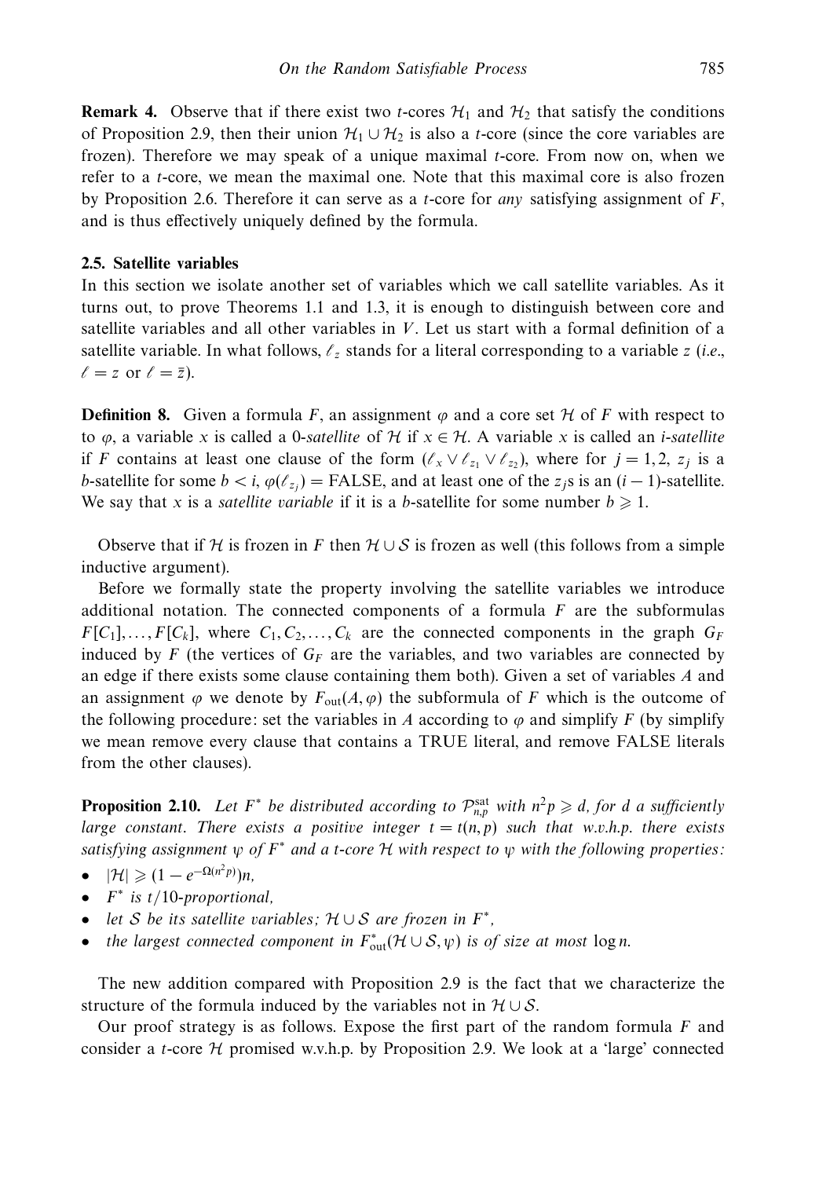**Remark 4.** Observe that if there exist two $t$-cores $\mathcal{H}_1$ and $\mathcal{H}_2$ that satisfy the conditions of Proposition 2.9, then their union $\mathcal{H}_1 \cup \mathcal{H}_2$ is also a $t$-core (since the core variables are frozen). Therefore we may speak of a unique maximal $t$-core. From now on, when we refer to a $t$-core, we mean the maximal one. Note that this maximal core is also frozen by Proposition 2.6. Therefore it can serve as a $t$-core for *any* satisfying assignment of $F$, and is thus effectively uniquely defined by the formula.

### 2.5. Satellite variables

In this section we isolate another set of variables which we call satellite variables. As it turns out, to prove Theorems 1.1 and 1.3, it is enough to distinguish between core and satellite variables and all other variables in $V$. Let us start with a formal definition of a satellite variable. In what follows, $\ell_z$ stands for a literal corresponding to a variable $z$ (*i.e.*, $\ell = z$ or $\ell = \bar{z}$).

**Definition 8.** Given a formula $F$, an assignment $\varphi$ and a core set $\mathcal{H}$ of $F$ with respect to to $\varphi$, a variable $x$ is called a *0-satellite* of $\mathcal{H}$ if $x \in \mathcal{H}$. A variable $x$ is called an *i-satellite* if $F$ contains at least one clause of the form $(\ell_x \vee \ell_{z_1} \vee \ell_{z_2})$, where for $j = 1, 2$, $z_j$ is a $b$-satellite for some $b < i$, $\varphi(\ell_{z_j}) = \text{FALSE}$, and at least one of the $z_j$s is an $(i-1)$-satellite. We say that $x$ is a *satellite variable* if it is a $b$-satellite for some number $b \geqslant 1$.

Observe that if $\mathcal{H}$ is frozen in $F$ then $\mathcal{H} \cup \mathcal{S}$ is frozen as well (this follows from a simple inductive argument).

Before we formally state the property involving the satellite variables we introduce additional notation. The connected components of a formula $F$ are the subformulas $F[C_1], \ldots, F[C_k]$, where $C_1, C_2, \ldots, C_k$ are the connected components in the graph $G_F$ induced by $F$ (the vertices of $G_F$ are the variables, and two variables are connected by an edge if there exists some clause containing them both). Given a set of variables $A$ and an assignment $\varphi$ we denote by $F_{\text{out}}(A, \varphi)$ the subformula of $F$ which is the outcome of the following procedure: set the variables in $A$ according to $\varphi$ and simplify $F$ (by simplify we mean remove every clause that contains a TRUE literal, and remove FALSE literals from the other clauses).

**Proposition 2.10.** *Let $F^*$ be distributed according to $\mathcal{P}^{\text{sat}}_{n,p}$ with $n^2 p \geqslant d$, for $d$ a sufficiently large constant. There exists a positive integer $t = t(n, p)$ such that w.v.h.p. there exists satisfying assignment $\psi$ of $F^*$ and a $t$-core $\mathcal{H}$ with respect to $\psi$ with the following properties:*

- $|\mathcal{H}| \geqslant (1 - e^{-\Omega(n^2 p)})n$,
- *$F^*$ is $t/10$-proportional,*
- *let $\mathcal{S}$ be its satellite variables; $\mathcal{H} \cup \mathcal{S}$ are frozen in $F^*$,*
- *the largest connected component in $F^*_{\text{out}}(\mathcal{H} \cup \mathcal{S}, \psi)$ is of size at most $\log n$.*

The new addition compared with Proposition 2.9 is the fact that we characterize the structure of the formula induced by the variables not in $\mathcal{H} \cup \mathcal{S}$.

Our proof strategy is as follows. Expose the first part of the random formula $F$ and consider a $t$-core $\mathcal{H}$ promised w.v.h.p. by Proposition 2.9. We look at a 'large' connected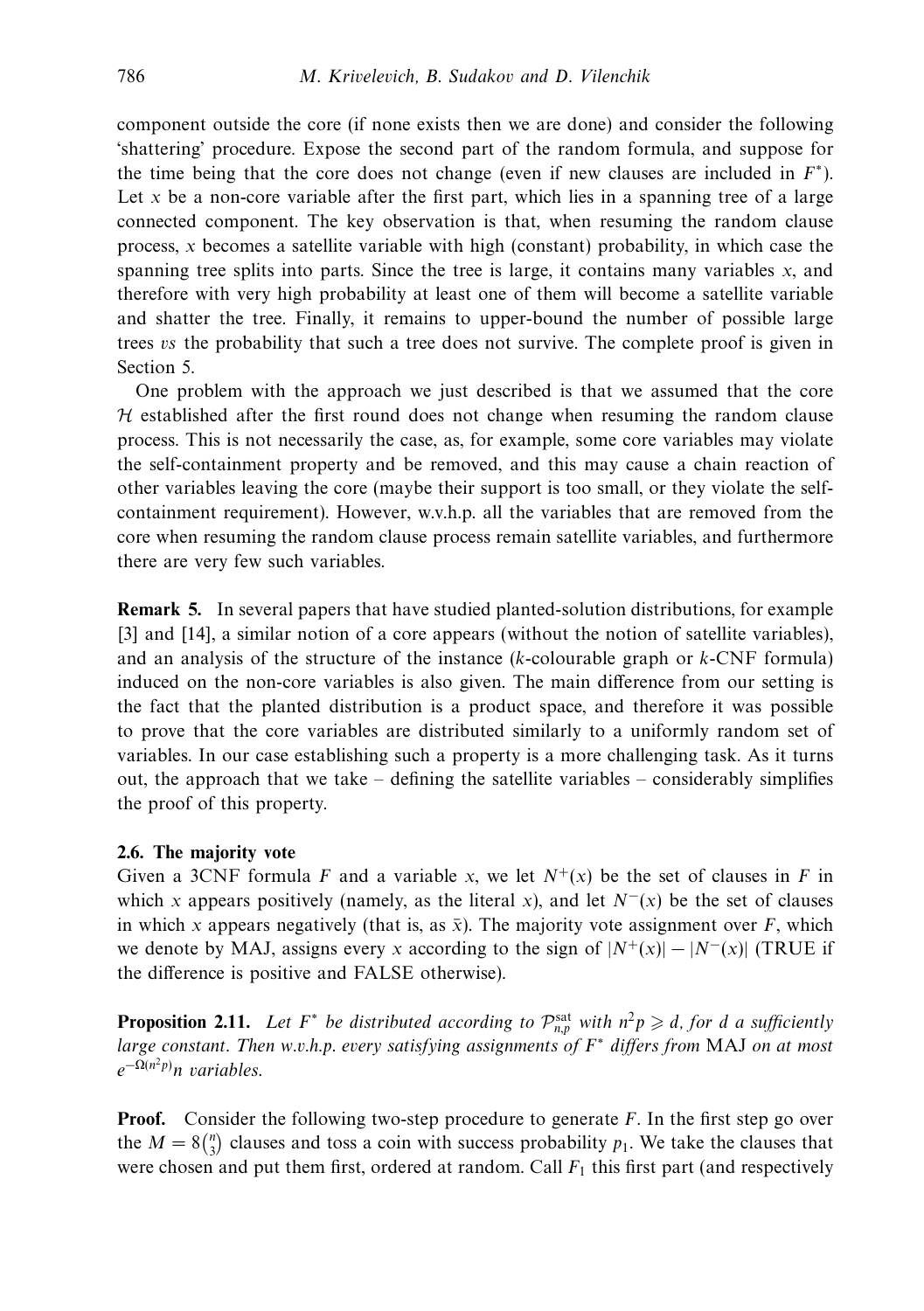component outside the core (if none exists then we are done) and consider the following 'shattering' procedure. Expose the second part of the random formula, and suppose for the time being that the core does not change (even if new clauses are included in $F^*$). Let $x$ be a non-core variable after the first part, which lies in a spanning tree of a large connected component. The key observation is that, when resuming the random clause process, $x$ becomes a satellite variable with high (constant) probability, in which case the spanning tree splits into parts. Since the tree is large, it contains many variables $x$, and therefore with very high probability at least one of them will become a satellite variable and shatter the tree. Finally, it remains to upper-bound the number of possible large trees *vs* the probability that such a tree does not survive. The complete proof is given in Section 5.

One problem with the approach we just described is that we assumed that the core $\mathcal{H}$ established after the first round does not change when resuming the random clause process. This is not necessarily the case, as, for example, some core variables may violate the self-containment property and be removed, and this may cause a chain reaction of other variables leaving the core (maybe their support is too small, or they violate the self-containment requirement). However, w.v.h.p. all the variables that are removed from the core when resuming the random clause process remain satellite variables, and furthermore there are very few such variables.

**Remark 5.** In several papers that have studied planted-solution distributions, for example [3] and [14], a similar notion of a core appears (without the notion of satellite variables), and an analysis of the structure of the instance ($k$-colourable graph or $k$-CNF formula) induced on the non-core variables is also given. The main difference from our setting is the fact that the planted distribution is a product space, and therefore it was possible to prove that the core variables are distributed similarly to a uniformly random set of variables. In our case establishing such a property is a more challenging task. As it turns out, the approach that we take – defining the satellite variables – considerably simplifies the proof of this property.

### 2.6. The majority vote

Given a 3CNF formula $F$ and a variable $x$, we let $N^+(x)$ be the set of clauses in $F$ in which $x$ appears positively (namely, as the literal $x$), and let $N^-(x)$ be the set of clauses in which $x$ appears negatively (that is, as $\bar{x}$). The majority vote assignment over $F$, which we denote by MAJ, assigns every $x$ according to the sign of $|N^+(x)| - |N^-(x)|$ (TRUE if the difference is positive and FALSE otherwise).

**Proposition 2.11.** *Let $F^*$ be distributed according to $\mathcal{P}^{\text{sat}}_{n,p}$ with $n^2p \geqslant d$, for $d$ a sufficiently large constant. Then w.v.h.p. every satisfying assignments of $F^*$ differs from* MAJ *on at most $e^{-\Omega(n^2p)}n$ variables.*

**Proof.** Consider the following two-step procedure to generate $F$. In the first step go over the $M = 8\binom{n}{3}$ clauses and toss a coin with success probability $p_1$. We take the clauses that were chosen and put them first, ordered at random. Call $F_1$ this first part (and respectively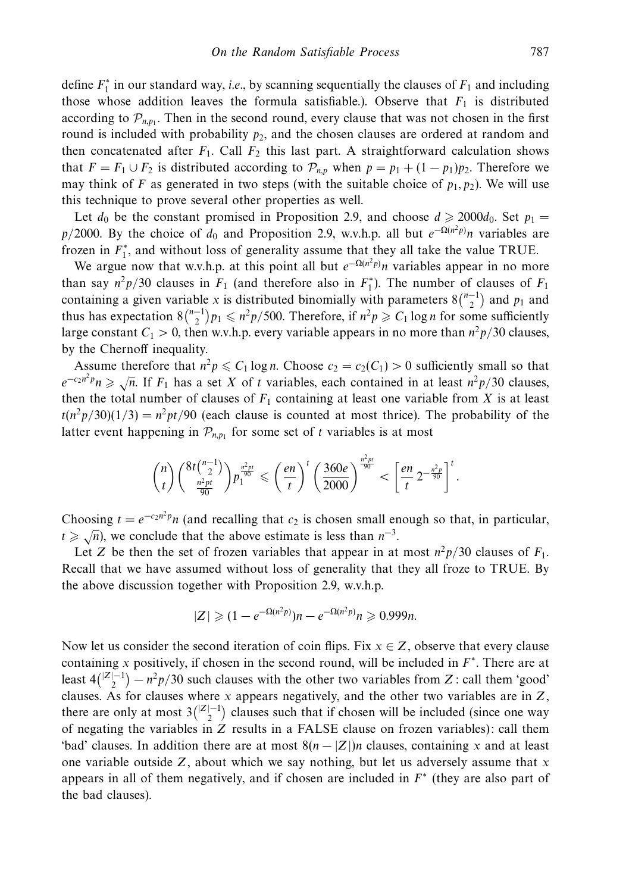define $F_1^*$ in our standard way, *i.e.*, by scanning sequentially the clauses of $F_1$ and including those whose addition leaves the formula satisfiable.). Observe that $F_1$ is distributed according to $\mathcal{P}_{n,p_1}$. Then in the second round, every clause that was not chosen in the first round is included with probability $p_2$, and the chosen clauses are ordered at random and then concatenated after $F_1$. Call $F_2$ this last part. A straightforward calculation shows that $F = F_1 \cup F_2$ is distributed according to $\mathcal{P}_{n,p}$ when $p = p_1 + (1 - p_1)p_2$. Therefore we may think of $F$ as generated in two steps (with the suitable choice of $p_1, p_2$). We will use this technique to prove several other properties as well.

Let $d_0$ be the constant promised in Proposition 2.9, and choose $d \geqslant 2000d_0$. Set $p_1 = p/2000$. By the choice of $d_0$ and Proposition 2.9, w.v.h.p. all but $e^{-\Omega(n^2p)}n$ variables are frozen in $F_1^*$, and without loss of generality assume that they all take the value TRUE.

We argue now that w.v.h.p. at this point all but $e^{-\Omega(n^2p)}n$ variables appear in no more than say $n^2p/30$ clauses in $F_1$ (and therefore also in $F_1^*$). The number of clauses of $F_1$ containing a given variable $x$ is distributed binomially with parameters $8\binom{n-1}{2}$ and $p_1$ and thus has expectation $8\binom{n-1}{2}p_1 \leqslant n^2p/500$. Therefore, if $n^2p \geqslant C_1 \log n$ for some sufficiently large constant $C_1 > 0$, then w.v.h.p. every variable appears in no more than $n^2p/30$ clauses, by the Chernoff inequality.

Assume therefore that $n^2p \leqslant C_1 \log n$. Choose $c_2 = c_2(C_1) > 0$ sufficiently small so that $e^{-c_2 n^2 p}n \geqslant \sqrt{n}$. If $F_1$ has a set $X$ of $t$ variables, each contained in at least $n^2p/30$ clauses, then the total number of clauses of $F_1$ containing at least one variable from $X$ is at least $t(n^2p/30)(1/3) = n^2pt/90$ (each clause is counted at most thrice). The probability of the latter event happening in $\mathcal{P}_{n,p_1}$ for some set of $t$ variables is at most

$$\binom{n}{t}\binom{8t\binom{n-1}{2}}{\frac{n^2pt}{90}} p_1^{\frac{n^2pt}{90}} \leqslant \left(\frac{en}{t}\right)^t \left(\frac{360e}{2000}\right)^{\frac{n^2pt}{90}} < \left[\frac{en}{t}\, 2^{-\frac{n^2p}{90}}\right]^t.$$

Choosing $t = e^{-c_2 n^2 p}n$ (and recalling that $c_2$ is chosen small enough so that, in particular, $t \geqslant \sqrt{n}$), we conclude that the above estimate is less than $n^{-3}$.

Let $Z$ be then the set of frozen variables that appear in at most $n^2p/30$ clauses of $F_1$. Recall that we have assumed without loss of generality that they all froze to TRUE. By the above discussion together with Proposition 2.9, w.v.h.p.

$$|Z| \geqslant (1 - e^{-\Omega(n^2p)})n - e^{-\Omega(n^2p)}n \geqslant 0.999n.$$

Now let us consider the second iteration of coin flips. Fix $x \in Z$, observe that every clause containing $x$ positively, if chosen in the second round, will be included in $F^*$. There are at least $4\binom{|Z|-1}{2} - n^2p/30$ such clauses with the other two variables from $Z$: call them 'good' clauses. As for clauses where $x$ appears negatively, and the other two variables are in $Z$, there are only at most $3\binom{|Z|-1}{2}$ clauses such that if chosen will be included (since one way of negating the variables in $Z$ results in a FALSE clause on frozen variables): call them 'bad' clauses. In addition there are at most $8(n - |Z|)n$ clauses, containing $x$ and at least one variable outside $Z$, about which we say nothing, but let us adversely assume that $x$ appears in all of them negatively, and if chosen are included in $F^*$ (they are also part of the bad clauses).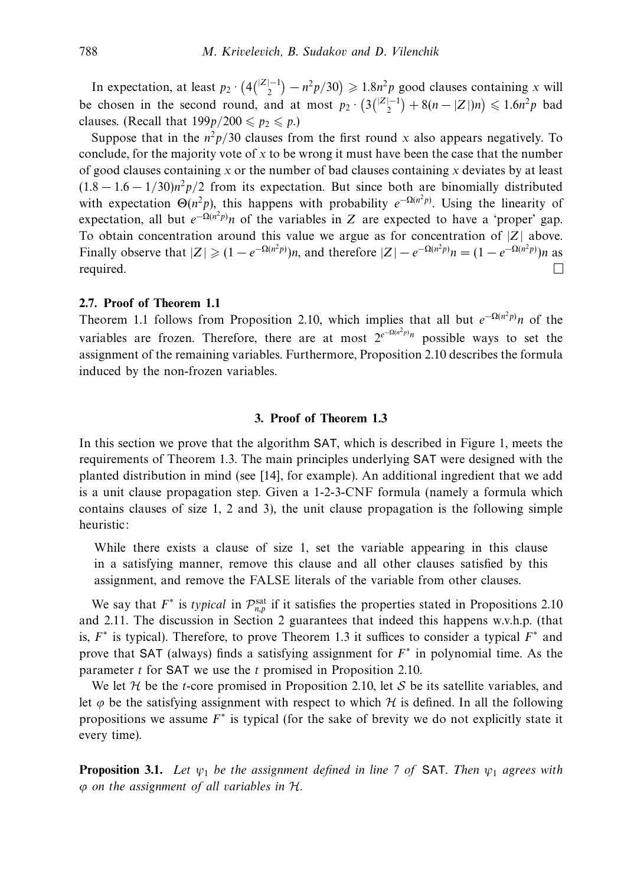In expectation, at least $p_2 \cdot \left(4\binom{|Z|-1}{2} - n^2p/30\right) \geqslant 1.8n^2p$ good clauses containing $x$ will be chosen in the second round, and at most $p_2 \cdot \left(3\binom{|Z|-1}{2} + 8(n-|Z|)n\right) \leqslant 1.6n^2p$ bad clauses. (Recall that $199p/200 \leqslant p_2 \leqslant p$.)

Suppose that in the $n^2p/30$ clauses from the first round $x$ also appears negatively. To conclude, for the majority vote of $x$ to be wrong it must have been the case that the number of good clauses containing $x$ or the number of bad clauses containing $x$ deviates by at least $(1.8 - 1.6 - 1/30)n^2p/2$ from its expectation. But since both are binomially distributed with expectation $\Theta(n^2p)$, this happens with probability $e^{-\Omega(n^2p)}$. Using the linearity of expectation, all but $e^{-\Omega(n^2p)}n$ of the variables in $Z$ are expected to have a 'proper' gap. To obtain concentration around this value we argue as for concentration of $|Z|$ above. Finally observe that $|Z| \geqslant (1 - e^{-\Omega(n^2p)})n$, and therefore $|Z| - e^{-\Omega(n^2p)}n = (1 - e^{-\Omega(n^2p)})n$ as required. □

### 2.7. Proof of Theorem 1.1

Theorem 1.1 follows from Proposition 2.10, which implies that all but $e^{-\Omega(n^2p)}n$ of the variables are frozen. Therefore, there are at most $2^{e^{-\Omega(n^2p)}n}$ possible ways to set the assignment of the remaining variables. Furthermore, Proposition 2.10 describes the formula induced by the non-frozen variables.

## 3. Proof of Theorem 1.3

In this section we prove that the algorithm SAT, which is described in Figure 1, meets the requirements of Theorem 1.3. The main principles underlying SAT were designed with the planted distribution in mind (see [14], for example). An additional ingredient that we add is a unit clause propagation step. Given a 1-2-3-CNF formula (namely a formula which contains clauses of size 1, 2 and 3), the unit clause propagation is the following simple heuristic:

> While there exists a clause of size 1, set the variable appearing in this clause in a satisfying manner, remove this clause and all other clauses satisfied by this assignment, and remove the FALSE literals of the variable from other clauses.

We say that $F^*$ is *typical* in $\mathcal{P}^{\text{sat}}_{n,p}$ if it satisfies the properties stated in Propositions 2.10 and 2.11. The discussion in Section 2 guarantees that indeed this happens w.v.h.p. (that is, $F^*$ is typical). Therefore, to prove Theorem 1.3 it suffices to consider a typical $F^*$ and prove that SAT (always) finds a satisfying assignment for $F^*$ in polynomial time. As the parameter $t$ for SAT we use the $t$ promised in Proposition 2.10.

We let $\mathcal{H}$ be the $t$-core promised in Proposition 2.10, let $\mathcal{S}$ be its satellite variables, and let $\varphi$ be the satisfying assignment with respect to which $\mathcal{H}$ is defined. In all the following propositions we assume $F^*$ is typical (for the sake of brevity we do not explicitly state it every time).

**Proposition 3.1.** *Let $\psi_1$ be the assignment defined in line 7 of* SAT. *Then $\psi_1$ agrees with $\varphi$ on the assignment of all variables in $\mathcal{H}$.*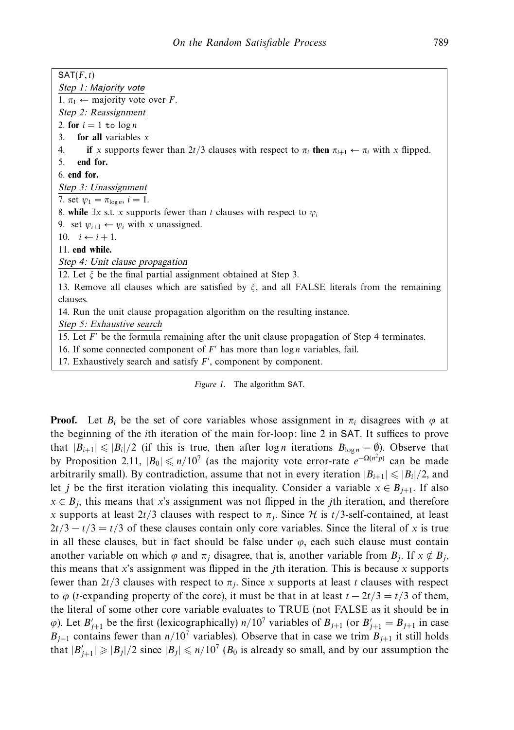```
SAT(F, t)
Step 1: Majority vote
1. π_1 ← majority vote over F.
Step 2: Reassignment
2. for i = 1 to log n
3.    for all variables x
4.       if x supports fewer than 2t/3 clauses with respect to π_i then π_{i+1} ← π_i with x flipped.
5.    end for.
6. end for.
Step 3: Unassignment
7. set ψ_1 = π_{log n}, i = 1.
8. while ∃x s.t. x supports fewer than t clauses with respect to ψ_i
9.   set ψ_{i+1} ← ψ_i with x unassigned.
10.   i ← i + 1.
11. end while.
Step 4: Unit clause propagation
12. Let ξ be the final partial assignment obtained at Step 3.
13. Remove all clauses which are satisfied by ξ, and all FALSE literals from the remaining clauses.
14. Run the unit clause propagation algorithm on the resulting instance.
Step 5: Exhaustive search
15. Let F' be the formula remaining after the unit clause propagation of Step 4 terminates.
16. If some connected component of F' has more than log n variables, fail.
17. Exhaustively search and satisfy F', component by component.
```

*Figure 1.* The algorithm SAT.

**Proof.** Let $B_i$ be the set of core variables whose assignment in $\pi_i$ disagrees with $\varphi$ at the beginning of the $i$th iteration of the main for-loop: line 2 in SAT. It suffices to prove that $|B_{i+1}| \leqslant |B_i|/2$ (if this is true, then after $\log n$ iterations $B_{\log n} = \emptyset$). Observe that by Proposition 2.11, $|B_0| \leqslant n/10^7$ (as the majority vote error-rate $e^{-\Omega(n^2 p)}$ can be made arbitrarily small). By contradiction, assume that not in every iteration $|B_{i+1}| \leqslant |B_i|/2$, and let $j$ be the first iteration violating this inequality. Consider a variable $x \in B_{j+1}$. If also $x \in B_j$, this means that $x$'s assignment was not flipped in the $j$th iteration, and therefore $x$ supports at least $2t/3$ clauses with respect to $\pi_j$. Since $\mathcal{H}$ is $t/3$-self-contained, at least $2t/3 - t/3 = t/3$ of these clauses contain only core variables. Since the literal of $x$ is true in all these clauses, but in fact should be false under $\varphi$, each such clause must contain another variable on which $\varphi$ and $\pi_j$ disagree, that is, another variable from $B_j$. If $x \notin B_j$, this means that $x$'s assignment was flipped in the $j$th iteration. This is because $x$ supports fewer than $2t/3$ clauses with respect to $\pi_j$. Since $x$ supports at least $t$ clauses with respect to $\varphi$ ($t$-expanding property of the core), it must be that in at least $t - 2t/3 = t/3$ of them, the literal of some other core variable evaluates to TRUE (not FALSE as it should be in $\varphi$). Let $B'_{j+1}$ be the first (lexicographically) $n/10^7$ variables of $B_{j+1}$ (or $B'_{j+1} = B_{j+1}$ in case $B_{j+1}$ contains fewer than $n/10^7$ variables). Observe that in case we trim $B_{j+1}$ it still holds that $|B'_{j+1}| \geqslant |B_j|/2$ since $|B_j| \leqslant n/10^7$ ($B_0$ is already so small, and by our assumption the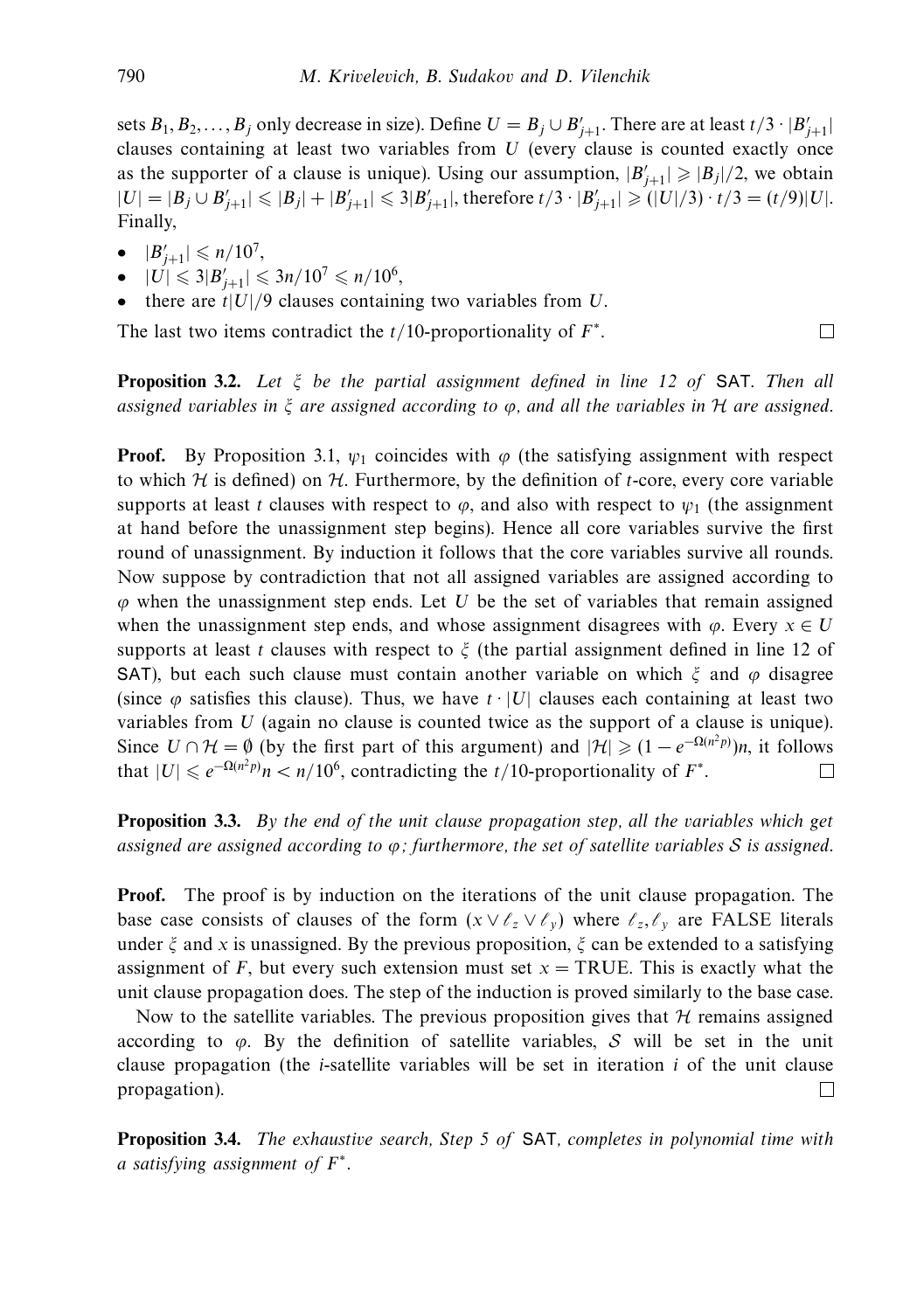sets $B_1, B_2, \ldots, B_j$ only decrease in size). Define $U = B_j \cup B'_{j+1}$. There are at least $t/3 \cdot |B'_{j+1}|$ clauses containing at least two variables from $U$ (every clause is counted exactly once as the supporter of a clause is unique). Using our assumption, $|B'_{j+1}| \geqslant |B_j|/2$, we obtain $|U| = |B_j \cup B'_{j+1}| \leqslant |B_j| + |B'_{j+1}| \leqslant 3|B'_{j+1}|$, therefore $t/3 \cdot |B'_{j+1}| \geqslant (|U|/3) \cdot t/3 = (t/9)|U|$. Finally,

- $|B'_{j+1}| \leqslant n/10^7$,
- $|U| \leqslant 3|B'_{j+1}| \leqslant 3n/10^7 \leqslant n/10^6$,
- there are $t|U|/9$ clauses containing two variables from $U$.

The last two items contradict the $t/10$-proportionality of $F^*$. □

**Proposition 3.2.** *Let $\xi$ be the partial assignment defined in line 12 of* SAT. *Then all assigned variables in $\xi$ are assigned according to $\varphi$, and all the variables in $\mathcal{H}$ are assigned.*

**Proof.** By Proposition 3.1, $\psi_1$ coincides with $\varphi$ (the satisfying assignment with respect to which $\mathcal{H}$ is defined) on $\mathcal{H}$. Furthermore, by the definition of $t$-core, every core variable supports at least $t$ clauses with respect to $\varphi$, and also with respect to $\psi_1$ (the assignment at hand before the unassignment step begins). Hence all core variables survive the first round of unassignment. By induction it follows that the core variables survive all rounds. Now suppose by contradiction that not all assigned variables are assigned according to $\varphi$ when the unassignment step ends. Let $U$ be the set of variables that remain assigned when the unassignment step ends, and whose assignment disagrees with $\varphi$. Every $x \in U$ supports at least $t$ clauses with respect to $\xi$ (the partial assignment defined in line 12 of SAT), but each such clause must contain another variable on which $\xi$ and $\varphi$ disagree (since $\varphi$ satisfies this clause). Thus, we have $t \cdot |U|$ clauses each containing at least two variables from $U$ (again no clause is counted twice as the support of a clause is unique). Since $U \cap \mathcal{H} = \emptyset$ (by the first part of this argument) and $|\mathcal{H}| \geqslant (1 - e^{-\Omega(n^2 p)})n$, it follows that $|U| \leqslant e^{-\Omega(n^2 p)}n < n/10^6$, contradicting the $t/10$-proportionality of $F^*$. □

**Proposition 3.3.** *By the end of the unit clause propagation step, all the variables which get assigned are assigned according to $\varphi$; furthermore, the set of satellite variables $\mathcal{S}$ is assigned.*

**Proof.** The proof is by induction on the iterations of the unit clause propagation. The base case consists of clauses of the form $(x \vee \ell_z \vee \ell_y)$ where $\ell_z, \ell_y$ are FALSE literals under $\xi$ and $x$ is unassigned. By the previous proposition, $\xi$ can be extended to a satisfying assignment of $F$, but every such extension must set $x = \text{TRUE}$. This is exactly what the unit clause propagation does. The step of the induction is proved similarly to the base case.

Now to the satellite variables. The previous proposition gives that $\mathcal{H}$ remains assigned according to $\varphi$. By the definition of satellite variables, $\mathcal{S}$ will be set in the unit clause propagation (the $i$-satellite variables will be set in iteration $i$ of the unit clause propagation). □

**Proposition 3.4.** *The exhaustive search, Step 5 of* SAT, *completes in polynomial time with a satisfying assignment of $F^*$.*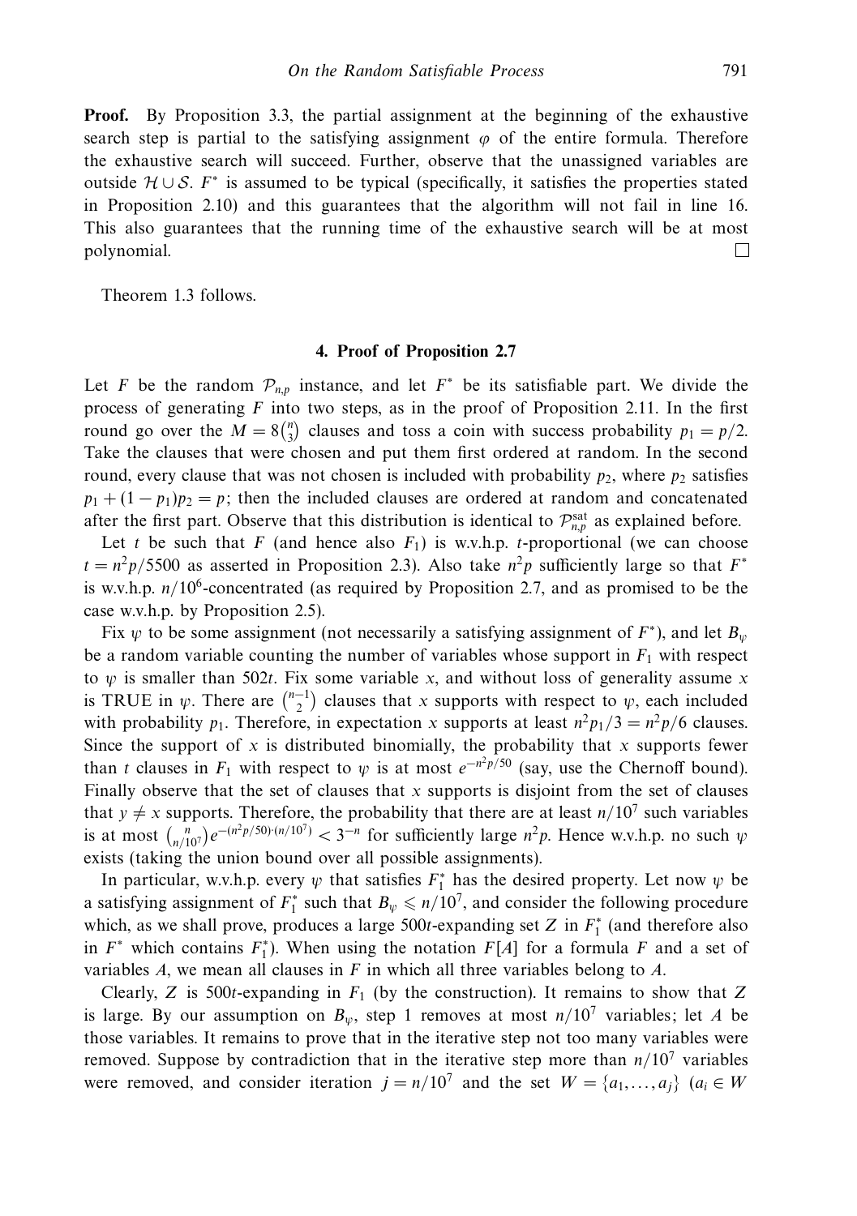**Proof.** By Proposition 3.3, the partial assignment at the beginning of the exhaustive search step is partial to the satisfying assignment $\varphi$ of the entire formula. Therefore the exhaustive search will succeed. Further, observe that the unassigned variables are outside $\mathcal{H} \cup \mathcal{S}$. $F^*$ is assumed to be typical (specifically, it satisfies the properties stated in Proposition 2.10) and this guarantees that the algorithm will not fail in line 16. This also guarantees that the running time of the exhaustive search will be at most polynomial. $\square$

Theorem 1.3 follows.

## 4. Proof of Proposition 2.7

Let $F$ be the random $\mathcal{P}_{n,p}$ instance, and let $F^*$ be its satisfiable part. We divide the process of generating $F$ into two steps, as in the proof of Proposition 2.11. In the first round go over the $M = 8\binom{n}{3}$ clauses and toss a coin with success probability $p_1 = p/2$. Take the clauses that were chosen and put them first ordered at random. In the second round, every clause that was not chosen is included with probability $p_2$, where $p_2$ satisfies $p_1 + (1 - p_1)p_2 = p$; then the included clauses are ordered at random and concatenated after the first part. Observe that this distribution is identical to $\mathcal{P}^{\text{sat}}_{n,p}$ as explained before.

Let $t$ be such that $F$ (and hence also $F_1$) is w.v.h.p. $t$-proportional (we can choose $t = n^2p/5500$ as asserted in Proposition 2.3). Also take $n^2p$ sufficiently large so that $F^*$ is w.v.h.p. $n/10^6$-concentrated (as required by Proposition 2.7, and as promised to be the case w.v.h.p. by Proposition 2.5).

Fix $\psi$ to be some assignment (not necessarily a satisfying assignment of $F^*$), and let $B_\psi$ be a random variable counting the number of variables whose support in $F_1$ with respect to $\psi$ is smaller than $502t$. Fix some variable $x$, and without loss of generality assume $x$ is TRUE in $\psi$. There are $\binom{n-1}{2}$ clauses that $x$ supports with respect to $\psi$, each included with probability $p_1$. Therefore, in expectation $x$ supports at least $n^2p_1/3 = n^2p/6$ clauses. Since the support of $x$ is distributed binomially, the probability that $x$ supports fewer than $t$ clauses in $F_1$ with respect to $\psi$ is at most $e^{-n^2p/50}$ (say, use the Chernoff bound). Finally observe that the set of clauses that $x$ supports is disjoint from the set of clauses that $y \neq x$ supports. Therefore, the probability that there are at least $n/10^7$ such variables is at most $\binom{n}{n/10^7}e^{-(n^2p/50)\cdot(n/10^7)} < 3^{-n}$ for sufficiently large $n^2p$. Hence w.v.h.p. no such $\psi$ exists (taking the union bound over all possible assignments).

In particular, w.v.h.p. every $\psi$ that satisfies $F_1^*$ has the desired property. Let now $\psi$ be a satisfying assignment of $F_1^*$ such that $B_\psi \leqslant n/10^7$, and consider the following procedure which, as we shall prove, produces a large $500t$-expanding set $Z$ in $F_1^*$ (and therefore also in $F^*$ which contains $F_1^*$). When using the notation $F[A]$ for a formula $F$ and a set of variables $A$, we mean all clauses in $F$ in which all three variables belong to $A$.

Clearly, $Z$ is $500t$-expanding in $F_1$ (by the construction). It remains to show that $Z$ is large. By our assumption on $B_\psi$, step 1 removes at most $n/10^7$ variables; let $A$ be those variables. It remains to prove that in the iterative step not too many variables were removed. Suppose by contradiction that in the iterative step more than $n/10^7$ variables were removed, and consider iteration $j = n/10^7$ and the set $W = \{a_1, \ldots, a_j\}$ ($a_i \in W$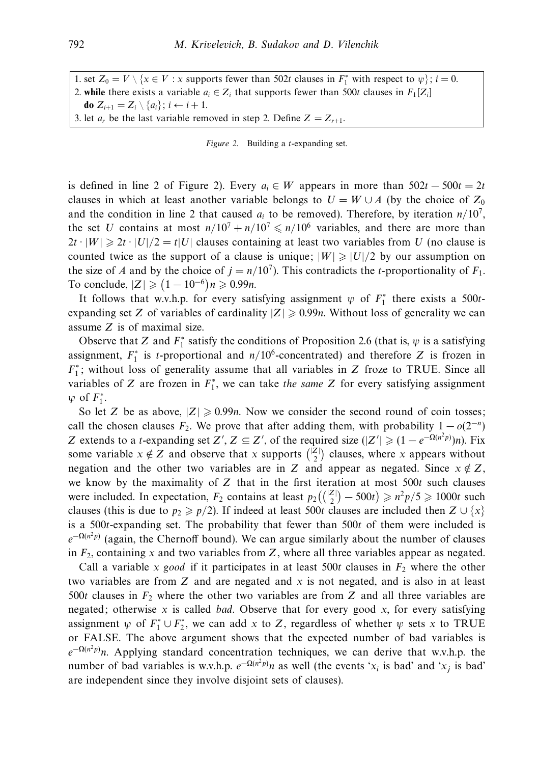1. set $Z_0 = V \setminus \{x \in V : x$ supports fewer than $502t$ clauses in $F_1^*$ with respect to $\psi\}$; $i = 0$.
2. **while** there exists a variable $a_i \in Z_i$ that supports fewer than $500t$ clauses in $F_1[Z_i]$
   **do** $Z_{i+1} = Z_i \setminus \{a_i\}$; $i \leftarrow i + 1$.
3. let $a_r$ be the last variable removed in step 2. Define $Z = Z_{r+1}$.

*Figure 2.* Building a $t$-expanding set.

is defined in line 2 of Figure 2). Every $a_i \in W$ appears in more than $502t - 500t = 2t$ clauses in which at least another variable belongs to $U = W \cup A$ (by the choice of $Z_0$ and the condition in line 2 that caused $a_i$ to be removed). Therefore, by iteration $n/10^7$, the set $U$ contains at most $n/10^7 + n/10^7 \leqslant n/10^6$ variables, and there are more than $2t \cdot |W| \geqslant 2t \cdot |U|/2 = t|U|$ clauses containing at least two variables from $U$ (no clause is counted twice as the support of a clause is unique; $|W| \geqslant |U|/2$ by our assumption on the size of $A$ and by the choice of $j = n/10^7$). This contradicts the $t$-proportionality of $F_1$. To conclude, $|Z| \geqslant (1 - 10^{-6})n \geqslant 0.99n$.

It follows that w.v.h.p. for every satisfying assignment $\psi$ of $F_1^*$ there exists a $500t$-expanding set $Z$ of variables of cardinality $|Z| \geqslant 0.99n$. Without loss of generality we can assume $Z$ is of maximal size.

Observe that $Z$ and $F_1^*$ satisfy the conditions of Proposition 2.6 (that is, $\psi$ is a satisfying assignment, $F_1^*$ is $t$-proportional and $n/10^6$-concentrated) and therefore $Z$ is frozen in $F_1^*$; without loss of generality assume that all variables in $Z$ froze to TRUE. Since all variables of $Z$ are frozen in $F_1^*$, we can take *the same* $Z$ for every satisfying assignment $\psi$ of $F_1^*$.

So let $Z$ be as above, $|Z| \geqslant 0.99n$. Now we consider the second round of coin tosses; call the chosen clauses $F_2$. We prove that after adding them, with probability $1 - o(2^{-n})$ $Z$ extends to a $t$-expanding set $Z'$, $Z \subseteq Z'$, of the required size ($|Z'| \geqslant (1 - e^{-\Omega(n^2 p)})n$). Fix some variable $x \notin Z$ and observe that $x$ supports $\binom{|Z|}{2}$ clauses, where $x$ appears without negation and the other two variables are in $Z$ and appear as negated. Since $x \notin Z$, we know by the maximality of $Z$ that in the first iteration at most $500t$ such clauses were included. In expectation, $F_2$ contains at least $p_2\left(\binom{|Z|}{2} - 500t\right) \geqslant n^2p/5 \geqslant 1000t$ such clauses (this is due to $p_2 \geqslant p/2$). If indeed at least $500t$ clauses are included then $Z \cup \{x\}$ is a $500t$-expanding set. The probability that fewer than $500t$ of them were included is $e^{-\Omega(n^2 p)}$ (again, the Chernoff bound). We can argue similarly about the number of clauses in $F_2$, containing $x$ and two variables from $Z$, where all three variables appear as negated.

Call a variable $x$ *good* if it participates in at least $500t$ clauses in $F_2$ where the other two variables are from $Z$ and are negated and $x$ is not negated, and is also in at least $500t$ clauses in $F_2$ where the other two variables are from $Z$ and all three variables are negated; otherwise $x$ is called *bad*. Observe that for every good $x$, for every satisfying assignment $\psi$ of $F_1^* \cup F_2^*$, we can add $x$ to $Z$, regardless of whether $\psi$ sets $x$ to TRUE or FALSE. The above argument shows that the expected number of bad variables is $e^{-\Omega(n^2 p)}n$. Applying standard concentration techniques, we can derive that w.v.h.p. the number of bad variables is w.v.h.p. $e^{-\Omega(n^2 p)}n$ as well (the events '$x_i$ is bad' and '$x_j$ is bad' are independent since they involve disjoint sets of clauses).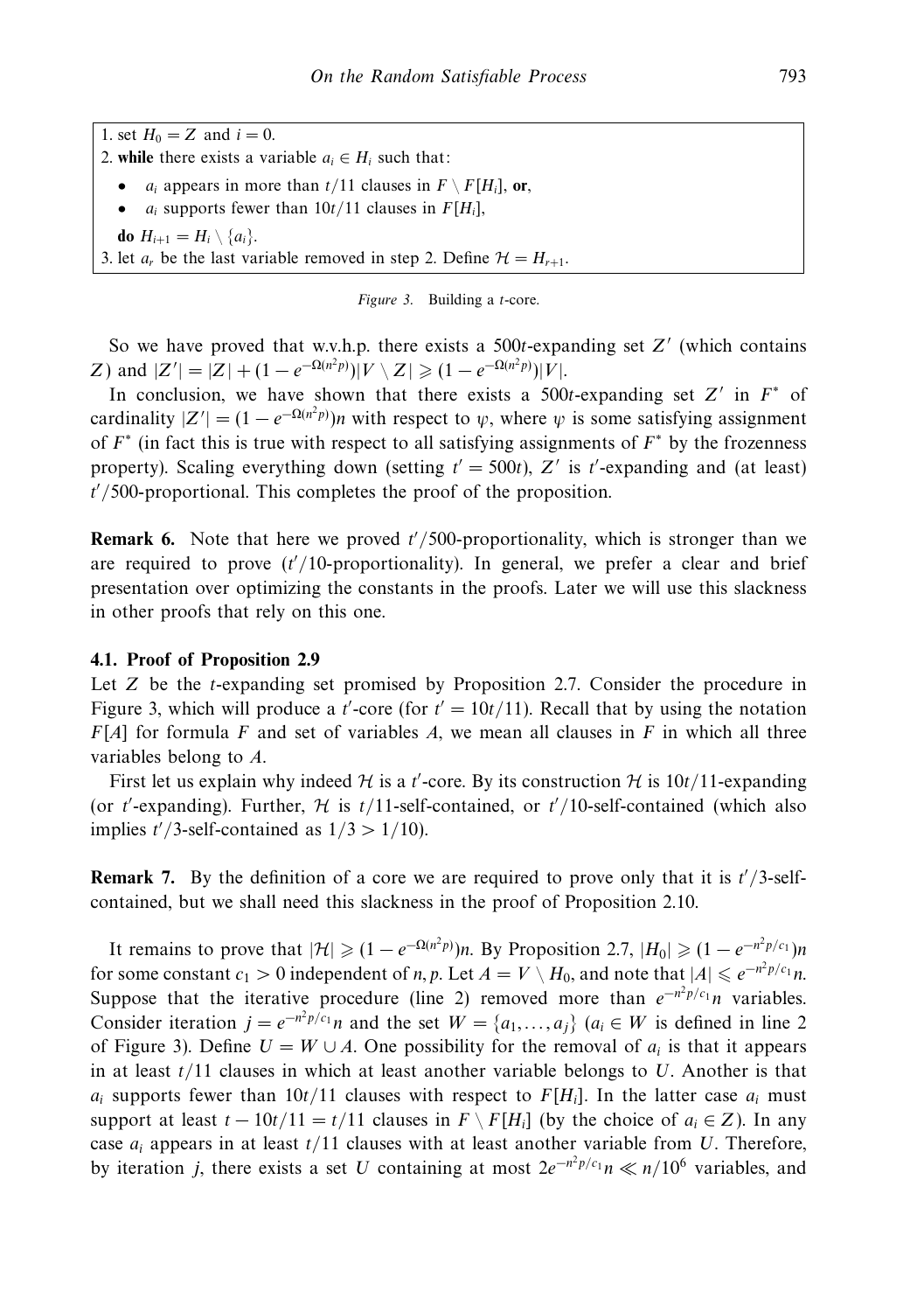1. set $H_0 = Z$ and $i = 0$.

2. **while** there exists a variable $a_i \in H_i$ such that:

- $a_i$ appears in more than $t/11$ clauses in $F \setminus F[H_i]$, **or**,
- $a_i$ supports fewer than $10t/11$ clauses in $F[H_i]$,

**do** $H_{i+1} = H_i \setminus \{a_i\}$.

3. let $a_r$ be the last variable removed in step 2. Define $\mathcal{H} = H_{r+1}$.

*Figure 3.* Building a $t$-core.

So we have proved that w.v.h.p. there exists a $500t$-expanding set $Z'$ (which contains $Z$) and $|Z'| = |Z| + (1 - e^{-\Omega(n^2p)})|V \setminus Z| \geqslant (1 - e^{-\Omega(n^2p)})|V|$.

In conclusion, we have shown that there exists a $500t$-expanding set $Z'$ in $F^*$ of cardinality $|Z'| = (1 - e^{-\Omega(n^2p)})n$ with respect to $\psi$, where $\psi$ is some satisfying assignment of $F^*$ (in fact this is true with respect to all satisfying assignments of $F^*$ by the frozenness property). Scaling everything down (setting $t' = 500t$), $Z'$ is $t'$-expanding and (at least) $t'/500$-proportional. This completes the proof of the proposition.

**Remark 6.** Note that here we proved $t'/500$-proportionality, which is stronger than we are required to prove ($t'/10$-proportionality). In general, we prefer a clear and brief presentation over optimizing the constants in the proofs. Later we will use this slackness in other proofs that rely on this one.

### 4.1. Proof of Proposition 2.9

Let $Z$ be the $t$-expanding set promised by Proposition 2.7. Consider the procedure in Figure 3, which will produce a $t'$-core (for $t' = 10t/11$). Recall that by using the notation $F[A]$ for formula $F$ and set of variables $A$, we mean all clauses in $F$ in which all three variables belong to $A$.

First let us explain why indeed $\mathcal{H}$ is a $t'$-core. By its construction $\mathcal{H}$ is $10t/11$-expanding (or $t'$-expanding). Further, $\mathcal{H}$ is $t/11$-self-contained, or $t'/10$-self-contained (which also implies $t'/3$-self-contained as $1/3 > 1/10$).

**Remark 7.** By the definition of a core we are required to prove only that it is $t'/3$-self-contained, but we shall need this slackness in the proof of Proposition 2.10.

It remains to prove that $|\mathcal{H}| \geqslant (1 - e^{-\Omega(n^2p)})n$. By Proposition 2.7, $|H_0| \geqslant (1 - e^{-n^2p/c_1})n$ for some constant $c_1 > 0$ independent of $n, p$. Let $A = V \setminus H_0$, and note that $|A| \leqslant e^{-n^2p/c_1}n$. Suppose that the iterative procedure (line 2) removed more than $e^{-n^2p/c_1}n$ variables. Consider iteration $j = e^{-n^2p/c_1}n$ and the set $W = \{a_1, \dots, a_j\}$ ($a_i \in W$ is defined in line 2 of Figure 3). Define $U = W \cup A$. One possibility for the removal of $a_i$ is that it appears in at least $t/11$ clauses in which at least another variable belongs to $U$. Another is that $a_i$ supports fewer than $10t/11$ clauses with respect to $F[H_i]$. In the latter case $a_i$ must support at least $t - 10t/11 = t/11$ clauses in $F \setminus F[H_i]$ (by the choice of $a_i \in Z$). In any case $a_i$ appears in at least $t/11$ clauses with at least another variable from $U$. Therefore, by iteration $j$, there exists a set $U$ containing at most $2e^{-n^2p/c_1}n \ll n/10^6$ variables, and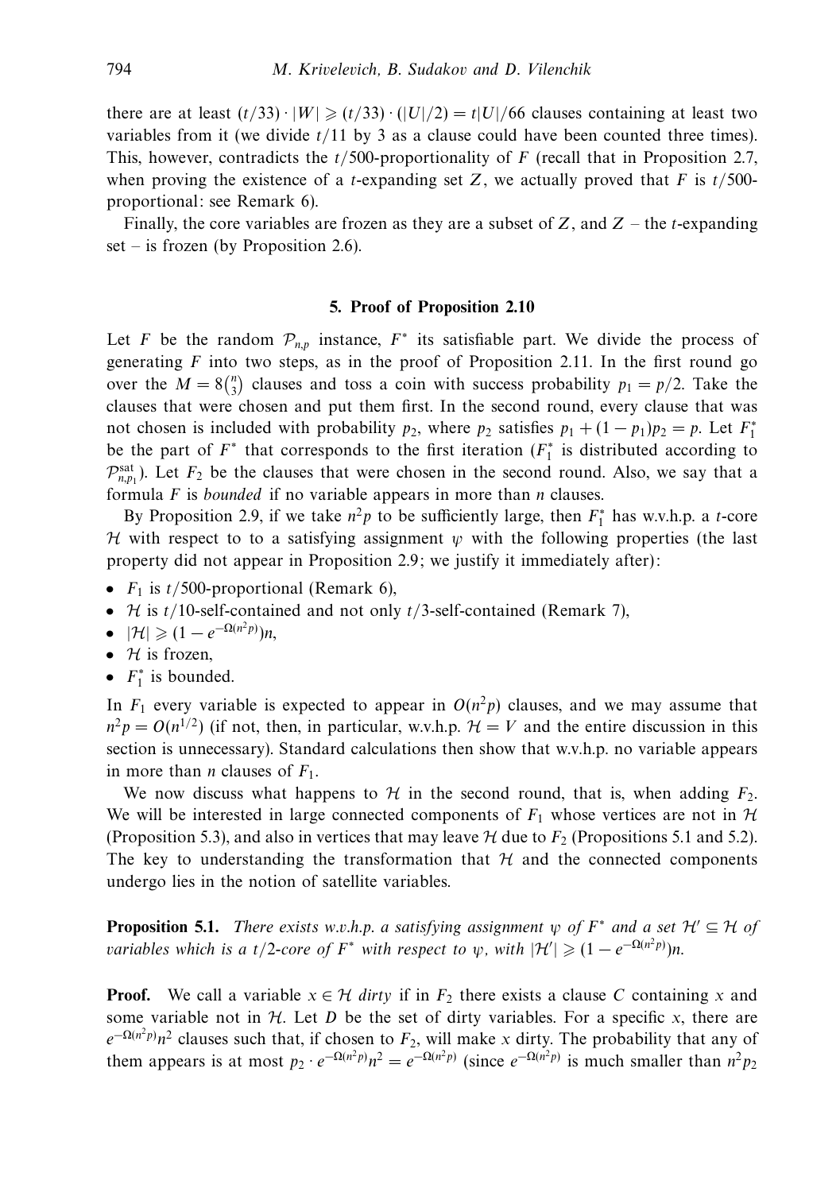there are at least $(t/33) \cdot |W| \geqslant (t/33) \cdot (|U|/2) = t|U|/66$ clauses containing at least two variables from it (we divide $t/11$ by 3 as a clause could have been counted three times). This, however, contradicts the $t/500$-proportionality of $F$ (recall that in Proposition 2.7, when proving the existence of a $t$-expanding set $Z$, we actually proved that $F$ is $t/500$-proportional: see Remark 6).

Finally, the core variables are frozen as they are a subset of $Z$, and $Z$ – the $t$-expanding set – is frozen (by Proposition 2.6).

## 5. Proof of Proposition 2.10

Let $F$ be the random $\mathcal{P}_{n,p}$ instance, $F^*$ its satisfiable part. We divide the process of generating $F$ into two steps, as in the proof of Proposition 2.11. In the first round go over the $M = 8\binom{n}{3}$ clauses and toss a coin with success probability $p_1 = p/2$. Take the clauses that were chosen and put them first. In the second round, every clause that was not chosen is included with probability $p_2$, where $p_2$ satisfies $p_1 + (1 - p_1)p_2 = p$. Let $F_1^*$ be the part of $F^*$ that corresponds to the first iteration ($F_1^*$ is distributed according to $\mathcal{P}_{n,p_1}^{\text{sat}}$). Let $F_2$ be the clauses that were chosen in the second round. Also, we say that a formula $F$ is *bounded* if no variable appears in more than $n$ clauses.

By Proposition 2.9, if we take $n^2p$ to be sufficiently large, then $F_1^*$ has w.v.h.p. a $t$-core $\mathcal{H}$ with respect to to a satisfying assignment $\psi$ with the following properties (the last property did not appear in Proposition 2.9; we justify it immediately after):

- $F_1$ is $t/500$-proportional (Remark 6),
- $\mathcal{H}$ is $t/10$-self-contained and not only $t/3$-self-contained (Remark 7),
- $|\mathcal{H}| \geqslant (1 - e^{-\Omega(n^2p)})n$,
- $\mathcal{H}$ is frozen,
- $F_1^*$ is bounded.

In $F_1$ every variable is expected to appear in $O(n^2p)$ clauses, and we may assume that $n^2p = O(n^{1/2})$ (if not, then, in particular, w.v.h.p. $\mathcal{H} = V$ and the entire discussion in this section is unnecessary). Standard calculations then show that w.v.h.p. no variable appears in more than $n$ clauses of $F_1$.

We now discuss what happens to $\mathcal{H}$ in the second round, that is, when adding $F_2$. We will be interested in large connected components of $F_1$ whose vertices are not in $\mathcal{H}$ (Proposition 5.3), and also in vertices that may leave $\mathcal{H}$ due to $F_2$ (Propositions 5.1 and 5.2). The key to understanding the transformation that $\mathcal{H}$ and the connected components undergo lies in the notion of satellite variables.

**Proposition 5.1.** *There exists w.v.h.p. a satisfying assignment $\psi$ of $F^*$ and a set $\mathcal{H}' \subseteq \mathcal{H}$ of variables which is a $t/2$-core of $F^*$ with respect to $\psi$, with $|\mathcal{H}'| \geqslant (1 - e^{-\Omega(n^2p)})n$.*

**Proof.** We call a variable $x \in \mathcal{H}$ *dirty* if in $F_2$ there exists a clause $C$ containing $x$ and some variable not in $\mathcal{H}$. Let $D$ be the set of dirty variables. For a specific $x$, there are $e^{-\Omega(n^2p)}n^2$ clauses such that, if chosen to $F_2$, will make $x$ dirty. The probability that any of them appears is at most $p_2 \cdot e^{-\Omega(n^2p)}n^2 = e^{-\Omega(n^2p)}$ (since $e^{-\Omega(n^2p)}$ is much smaller than $n^2p_2$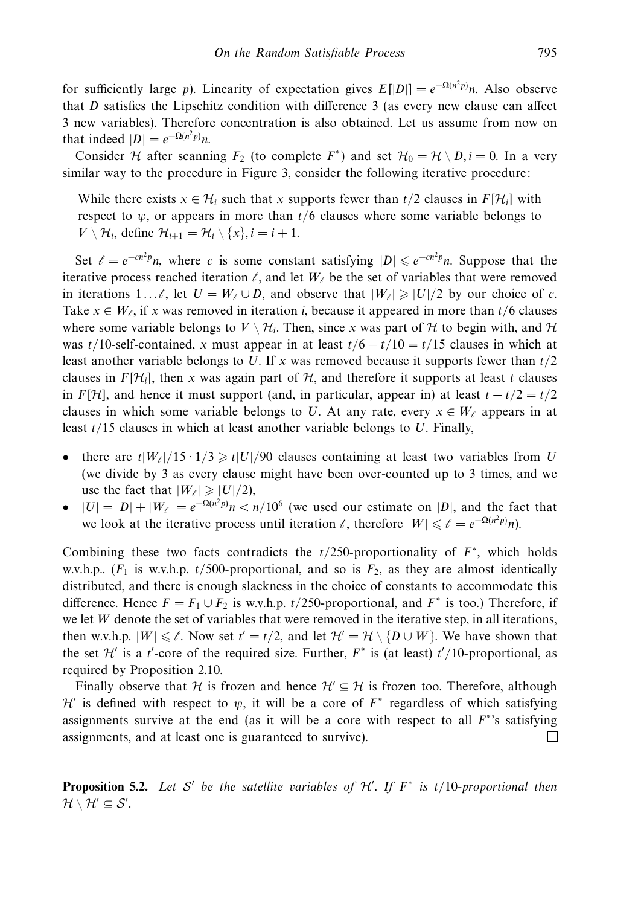for sufficiently large $p$). Linearity of expectation gives $E[|D|] = e^{-\Omega(n^2p)}n$. Also observe that $D$ satisfies the Lipschitz condition with difference 3 (as every new clause can affect 3 new variables). Therefore concentration is also obtained. Let us assume from now on that indeed $|D| = e^{-\Omega(n^2p)}n$.

Consider $\mathcal{H}$ after scanning $F_2$ (to complete $F^*$) and set $\mathcal{H}_0 = \mathcal{H} \setminus D, i = 0$. In a very similar way to the procedure in Figure 3, consider the following iterative procedure:

> While there exists $x \in \mathcal{H}_i$ such that $x$ supports fewer than $t/2$ clauses in $F[\mathcal{H}_i]$ with respect to $\psi$, or appears in more than $t/6$ clauses where some variable belongs to $V \setminus \mathcal{H}_i$, define $\mathcal{H}_{i+1} = \mathcal{H}_i \setminus \{x\}, i = i + 1$.

Set $\ell = e^{-cn^2p}n$, where $c$ is some constant satisfying $|D| \leqslant e^{-cn^2p}n$. Suppose that the iterative process reached iteration $\ell$, and let $W_\ell$ be the set of variables that were removed in iterations $1 \dots \ell$, let $U = W_\ell \cup D$, and observe that $|W_\ell| \geqslant |U|/2$ by our choice of $c$. Take $x \in W_\ell$, if $x$ was removed in iteration $i$, because it appeared in more than $t/6$ clauses where some variable belongs to $V \setminus \mathcal{H}_i$. Then, since $x$ was part of $\mathcal{H}$ to begin with, and $\mathcal{H}$ was $t/10$-self-contained, $x$ must appear in at least $t/6 - t/10 = t/15$ clauses in which at least another variable belongs to $U$. If $x$ was removed because it supports fewer than $t/2$ clauses in $F[\mathcal{H}_i]$, then $x$ was again part of $\mathcal{H}$, and therefore it supports at least $t$ clauses in $F[\mathcal{H}]$, and hence it must support (and, in particular, appear in) at least $t - t/2 = t/2$ clauses in which some variable belongs to $U$. At any rate, every $x \in W_\ell$ appears in at least $t/15$ clauses in which at least another variable belongs to $U$. Finally,

- there are $t|W_\ell|/15 \cdot 1/3 \geqslant t|U|/90$ clauses containing at least two variables from $U$ (we divide by 3 as every clause might have been over-counted up to 3 times, and we use the fact that $|W_\ell| \geqslant |U|/2$),
- $|U| = |D| + |W_\ell| = e^{-\Omega(n^2p)}n < n/10^6$ (we used our estimate on $|D|$, and the fact that we look at the iterative process until iteration $\ell$, therefore $|W| \leqslant \ell = e^{-\Omega(n^2p)}n$).

Combining these two facts contradicts the $t/250$-proportionality of $F^*$, which holds w.v.h.p.. ($F_1$ is w.v.h.p. $t/500$-proportional, and so is $F_2$, as they are almost identically distributed, and there is enough slackness in the choice of constants to accommodate this difference. Hence $F = F_1 \cup F_2$ is w.v.h.p. $t/250$-proportional, and $F^*$ is too.) Therefore, if we let $W$ denote the set of variables that were removed in the iterative step, in all iterations, then w.v.h.p. $|W| \leqslant \ell$. Now set $t' = t/2$, and let $\mathcal{H}' = \mathcal{H} \setminus \{D \cup W\}$. We have shown that the set $\mathcal{H}'$ is a $t'$-core of the required size. Further, $F^*$ is (at least) $t'/10$-proportional, as required by Proposition 2.10.

Finally observe that $\mathcal{H}$ is frozen and hence $\mathcal{H}' \subseteq \mathcal{H}$ is frozen too. Therefore, although $\mathcal{H}'$ is defined with respect to $\psi$, it will be a core of $F^*$ regardless of which satisfying assignments survive at the end (as it will be a core with respect to all $F^*$'s satisfying assignments, and at least one is guaranteed to survive). □

**Proposition 5.2.** *Let $\mathcal{S}'$ be the satellite variables of $\mathcal{H}'$. If $F^*$ is $t/10$-proportional then $\mathcal{H} \setminus \mathcal{H}' \subseteq \mathcal{S}'$.*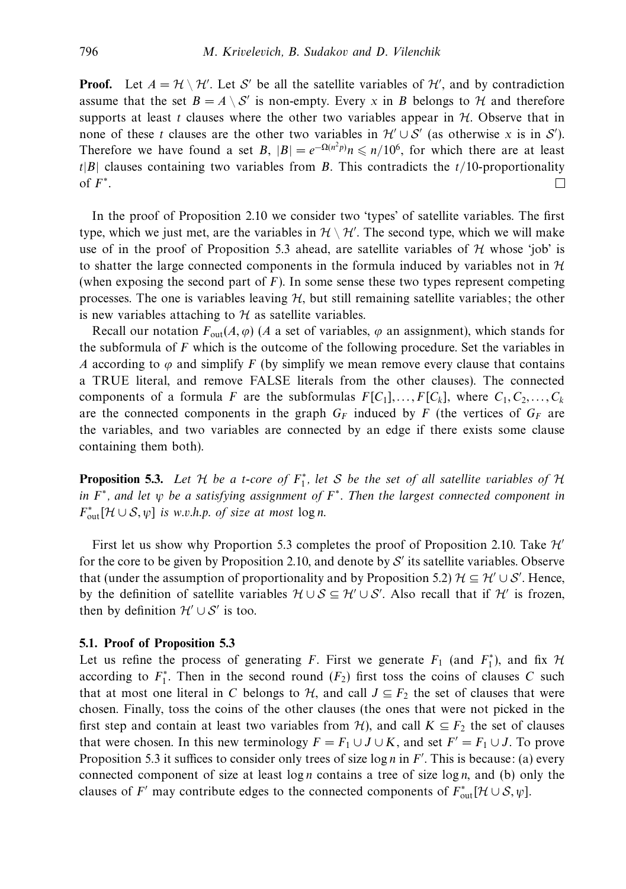**Proof.** Let $A = \mathcal{H} \setminus \mathcal{H}'$. Let $\mathcal{S}'$ be all the satellite variables of $\mathcal{H}'$, and by contradiction assume that the set $B = A \setminus \mathcal{S}'$ is non-empty. Every $x$ in $B$ belongs to $\mathcal{H}$ and therefore supports at least $t$ clauses where the other two variables appear in $\mathcal{H}$. Observe that in none of these $t$ clauses are the other two variables in $\mathcal{H}' \cup \mathcal{S}'$ (as otherwise $x$ is in $\mathcal{S}'$). Therefore we have found a set $B$, $|B| = e^{-\Omega(n^2 p)} n \leqslant n/10^6$, for which there are at least $t|B|$ clauses containing two variables from $B$. This contradicts the $t/10$-proportionality of $F^*$. □

In the proof of Proposition 2.10 we consider two 'types' of satellite variables. The first type, which we just met, are the variables in $\mathcal{H} \setminus \mathcal{H}'$. The second type, which we will make use of in the proof of Proposition 5.3 ahead, are satellite variables of $\mathcal{H}$ whose 'job' is to shatter the large connected components in the formula induced by variables not in $\mathcal{H}$ (when exposing the second part of $F$). In some sense these two types represent competing processes. The one is variables leaving $\mathcal{H}$, but still remaining satellite variables; the other is new variables attaching to $\mathcal{H}$ as satellite variables.

Recall our notation $F_{\text{out}}(A, \varphi)$ ($A$ a set of variables, $\varphi$ an assignment), which stands for the subformula of $F$ which is the outcome of the following procedure. Set the variables in $A$ according to $\varphi$ and simplify $F$ (by simplify we mean remove every clause that contains a TRUE literal, and remove FALSE literals from the other clauses). The connected components of a formula $F$ are the subformulas $F[C_1], \ldots, F[C_k]$, where $C_1, C_2, \ldots, C_k$ are the connected components in the graph $G_F$ induced by $F$ (the vertices of $G_F$ are the variables, and two variables are connected by an edge if there exists some clause containing them both).

**Proposition 5.3.** *Let $\mathcal{H}$ be a $t$-core of $F_1^*$, let $\mathcal{S}$ be the set of all satellite variables of $\mathcal{H}$ in $F^*$, and let $\psi$ be a satisfying assignment of $F^*$. Then the largest connected component in $F^*_{\text{out}}[\mathcal{H} \cup \mathcal{S}, \psi]$ is w.v.h.p. of size at most $\log n$.*

First let us show why Proportion 5.3 completes the proof of Proposition 2.10. Take $\mathcal{H}'$ for the core to be given by Proposition 2.10, and denote by $\mathcal{S}'$ its satellite variables. Observe that (under the assumption of proportionality and by Proposition 5.2) $\mathcal{H} \subseteq \mathcal{H}' \cup \mathcal{S}'$. Hence, by the definition of satellite variables $\mathcal{H} \cup \mathcal{S} \subseteq \mathcal{H}' \cup \mathcal{S}'$. Also recall that if $\mathcal{H}'$ is frozen, then by definition $\mathcal{H}' \cup \mathcal{S}'$ is too.

### 5.1. Proof of Proposition 5.3

Let us refine the process of generating $F$. First we generate $F_1$ (and $F_1^*$), and fix $\mathcal{H}$ according to $F_1^*$. Then in the second round ($F_2$) first toss the coins of clauses $C$ such that at most one literal in $C$ belongs to $\mathcal{H}$, and call $J \subseteq F_2$ the set of clauses that were chosen. Finally, toss the coins of the other clauses (the ones that were not picked in the first step and contain at least two variables from $\mathcal{H}$), and call $K \subseteq F_2$ the set of clauses that were chosen. In this new terminology $F = F_1 \cup J \cup K$, and set $F' = F_1 \cup J$. To prove Proposition 5.3 it suffices to consider only trees of size $\log n$ in $F'$. This is because: (a) every connected component of size at least $\log n$ contains a tree of size $\log n$, and (b) only the clauses of $F'$ may contribute edges to the connected components of $F^*_{\text{out}}[\mathcal{H} \cup \mathcal{S}, \psi]$.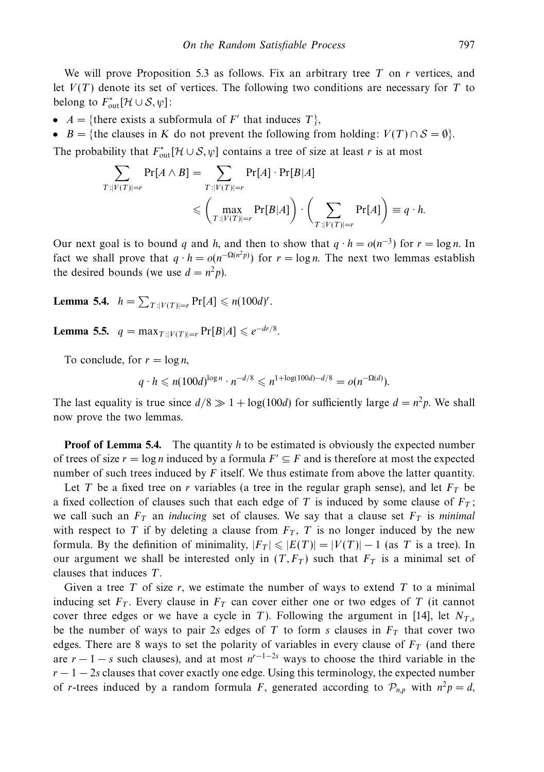We will prove Proposition 5.3 as follows. Fix an arbitrary tree $T$ on $r$ vertices, and let $V(T)$ denote its set of vertices. The following two conditions are necessary for $T$ to belong to $F^*_{\text{out}}[\mathcal{H} \cup \mathcal{S}, \psi]$:

- $A = \{$there exists a subformula of $F'$ that induces $T\}$,
- $B = \{$the clauses in $K$ do not prevent the following from holding: $V(T) \cap \mathcal{S} = \emptyset\}$.

The probability that $F^*_{\text{out}}[\mathcal{H} \cup \mathcal{S}, \psi]$ contains a tree of size at least $r$ is at most

$$\sum_{T:|V(T)|=r} \Pr[A \wedge B] = \sum_{T:|V(T)|=r} \Pr[A] \cdot \Pr[B|A]$$
$$\leqslant \left( \max_{T:|V(T)|=r} \Pr[B|A] \right) \cdot \left( \sum_{T:|V(T)|=r} \Pr[A] \right) \equiv q \cdot h.$$

Our next goal is to bound $q$ and $h$, and then to show that $q \cdot h = o(n^{-3})$ for $r = \log n$. In fact we shall prove that $q \cdot h = o(n^{-\Omega(n^2 p)})$ for $r = \log n$. The next two lemmas establish the desired bounds (we use $d = n^2 p$).

**Lemma 5.4.** $h = \sum_{T:|V(T)|=r} \Pr[A] \leqslant n(100d)^r$.

**Lemma 5.5.** $q = \max_{T:|V(T)|=r} \Pr[B|A] \leqslant e^{-dr/8}$.

To conclude, for $r = \log n$,

$$q \cdot h \leqslant n(100d)^{\log n} \cdot n^{-d/8} \leqslant n^{1+\log(100d)-d/8} = o(n^{-\Omega(d)}).$$

The last equality is true since $d/8 \gg 1 + \log(100d)$ for sufficiently large $d = n^2 p$. We shall now prove the two lemmas.

**Proof of Lemma 5.4.** The quantity $h$ to be estimated is obviously the expected number of trees of size $r = \log n$ induced by a formula $F' \subseteq F$ and is therefore at most the expected number of such trees induced by $F$ itself. We thus estimate from above the latter quantity.

Let $T$ be a fixed tree on $r$ variables (a tree in the regular graph sense), and let $F_T$ be a fixed collection of clauses such that each edge of $T$ is induced by some clause of $F_T$; we call such an $F_T$ an *inducing* set of clauses. We say that a clause set $F_T$ is *minimal* with respect to $T$ if by deleting a clause from $F_T$, $T$ is no longer induced by the new formula. By the definition of minimality, $|F_T| \leqslant |E(T)| = |V(T)| - 1$ (as $T$ is a tree). In our argument we shall be interested only in $(T, F_T)$ such that $F_T$ is a minimal set of clauses that induces $T$.

Given a tree $T$ of size $r$, we estimate the number of ways to extend $T$ to a minimal inducing set $F_T$. Every clause in $F_T$ can cover either one or two edges of $T$ (it cannot cover three edges or we have a cycle in $T$). Following the argument in [14], let $N_{T,s}$ be the number of ways to pair $2s$ edges of $T$ to form $s$ clauses in $F_T$ that cover two edges. There are 8 ways to set the polarity of variables in every clause of $F_T$ (and there are $r - 1 - s$ such clauses), and at most $n^{r-1-2s}$ ways to choose the third variable in the $r - 1 - 2s$ clauses that cover exactly one edge. Using this terminology, the expected number of $r$-trees induced by a random formula $F$, generated according to $\mathcal{P}_{n,p}$ with $n^2 p = d$,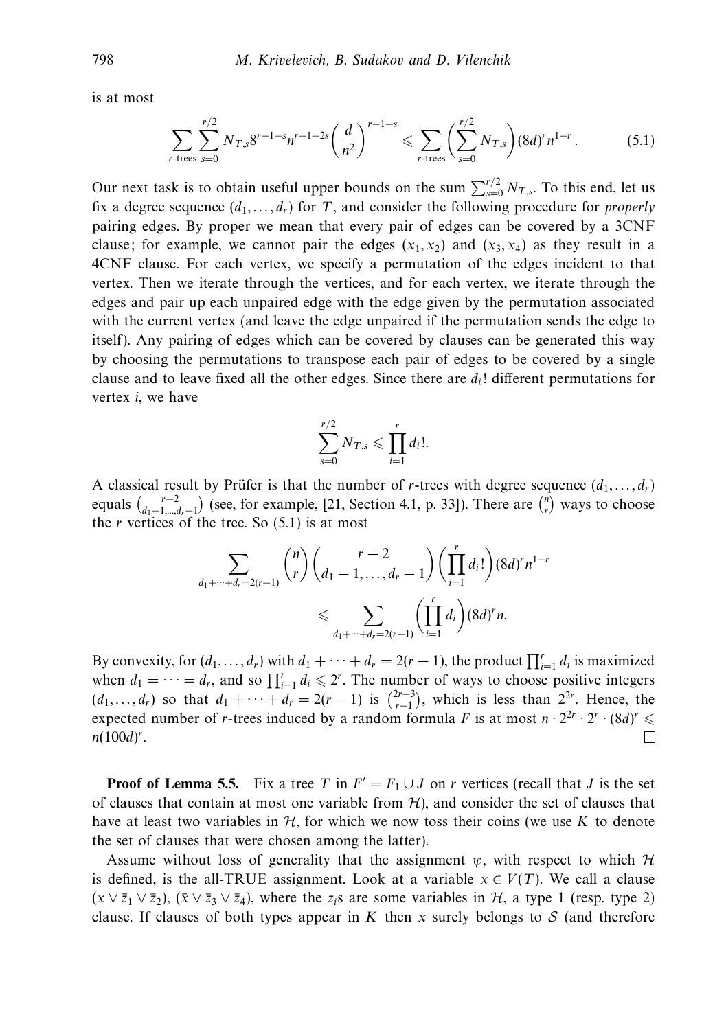is at most

$$\sum_{r\text{-trees}} \sum_{s=0}^{r/2} N_{T,s} 8^{r-1-s} n^{r-1-2s} \left(\frac{d}{n^2}\right)^{r-1-s} \leqslant \sum_{r\text{-trees}} \left(\sum_{s=0}^{r/2} N_{T,s}\right) (8d)^r n^{1-r}. \tag{5.1}$$

Our next task is to obtain useful upper bounds on the sum $\sum_{s=0}^{r/2} N_{T,s}$. To this end, let us fix a degree sequence $(d_1, \ldots, d_r)$ for $T$, and consider the following procedure for *properly* pairing edges. By proper we mean that every pair of edges can be covered by a 3CNF clause; for example, we cannot pair the edges $(x_1, x_2)$ and $(x_3, x_4)$ as they result in a 4CNF clause. For each vertex, we specify a permutation of the edges incident to that vertex. Then we iterate through the vertices, and for each vertex, we iterate through the edges and pair up each unpaired edge with the edge given by the permutation associated with the current vertex (and leave the edge unpaired if the permutation sends the edge to itself). Any pairing of edges which can be covered by clauses can be generated this way by choosing the permutations to transpose each pair of edges to be covered by a single clause and to leave fixed all the other edges. Since there are $d_i!$ different permutations for vertex $i$, we have

$$\sum_{s=0}^{r/2} N_{T,s} \leqslant \prod_{i=1}^{r} d_i!.$$

A classical result by Prüfer is that the number of $r$-trees with degree sequence $(d_1, \ldots, d_r)$ equals $\binom{r-2}{d_1-1,\ldots,d_r-1}$ (see, for example, [21, Section 4.1, p. 33]). There are $\binom{n}{r}$ ways to choose the $r$ vertices of the tree. So (5.1) is at most

$$\sum_{d_1+\cdots+d_r=2(r-1)} \binom{n}{r} \binom{r-2}{d_1-1,\ldots,d_r-1} \left(\prod_{i=1}^{r} d_i!\right) (8d)^r n^{1-r}$$
$$\leqslant \sum_{d_1+\cdots+d_r=2(r-1)} \left(\prod_{i=1}^{r} d_i\right) (8d)^r n.$$

By convexity, for $(d_1, \ldots, d_r)$ with $d_1 + \cdots + d_r = 2(r-1)$, the product $\prod_{i=1}^{r} d_i$ is maximized when $d_1 = \cdots = d_r$, and so $\prod_{i=1}^{r} d_i \leqslant 2^r$. The number of ways to choose positive integers $(d_1, \ldots, d_r)$ so that $d_1 + \cdots + d_r = 2(r-1)$ is $\binom{2r-3}{r-1}$, which is less than $2^{2r}$. Hence, the expected number of $r$-trees induced by a random formula $F$ is at most $n \cdot 2^{2r} \cdot 2^r \cdot (8d)^r \leqslant n(100d)^r$. □

**Proof of Lemma 5.5.** Fix a tree $T$ in $F' = F_1 \cup J$ on $r$ vertices (recall that $J$ is the set of clauses that contain at most one variable from $\mathcal{H}$), and consider the set of clauses that have at least two variables in $\mathcal{H}$, for which we now toss their coins (we use $K$ to denote the set of clauses that were chosen among the latter).

Assume without loss of generality that the assignment $\psi$, with respect to which $\mathcal{H}$ is defined, is the all-TRUE assignment. Look at a variable $x \in V(T)$. We call a clause $(x \vee \bar{z}_1 \vee \bar{z}_2)$, $(\bar{x} \vee \bar{z}_3 \vee \bar{z}_4)$, where the $z_i$s are some variables in $\mathcal{H}$, a type 1 (resp. type 2) clause. If clauses of both types appear in $K$ then $x$ surely belongs to $\mathcal{S}$ (and therefore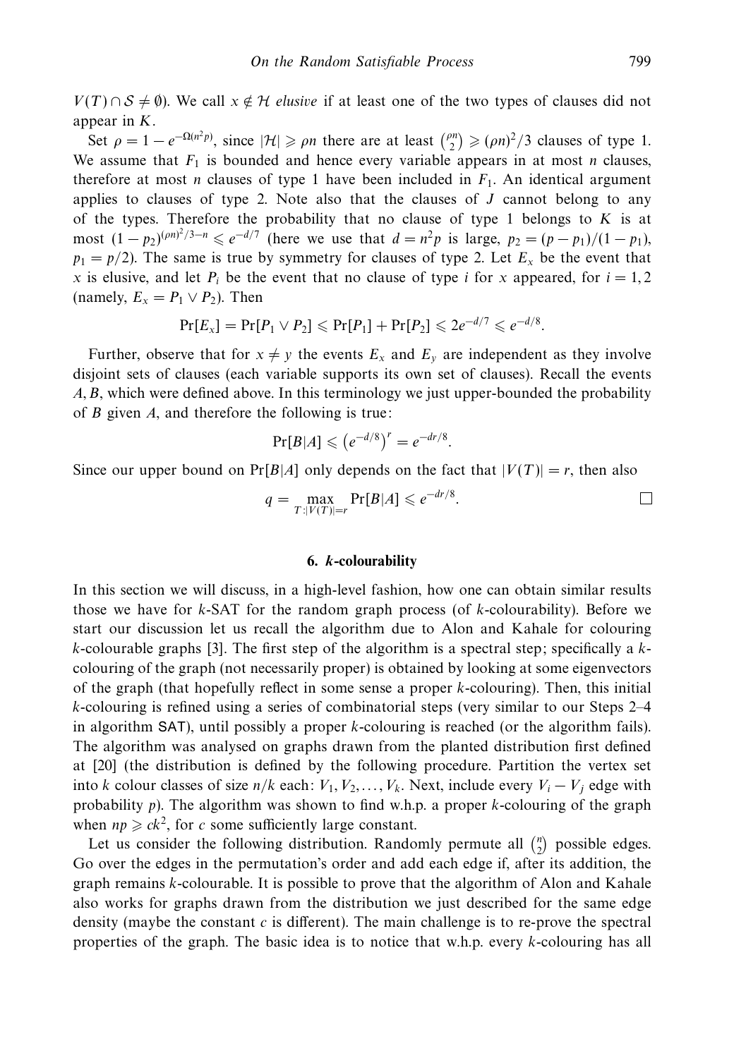$V(T) \cap \mathcal{S} \neq \emptyset$). We call $x \notin \mathcal{H}$ *elusive* if at least one of the two types of clauses did not appear in $K$.

Set $\rho = 1 - e^{-\Omega(n^2 p)}$, since $|\mathcal{H}| \geqslant \rho n$ there are at least $\binom{\rho n}{2} \geqslant (\rho n)^2/3$ clauses of type 1. We assume that $F_1$ is bounded and hence every variable appears in at most $n$ clauses, therefore at most $n$ clauses of type 1 have been included in $F_1$. An identical argument applies to clauses of type 2. Note also that the clauses of $J$ cannot belong to any of the types. Therefore the probability that no clause of type 1 belongs to $K$ is at most $(1-p_2)^{(\rho n)^2/3 - n} \leqslant e^{-d/7}$ (here we use that $d = n^2 p$ is large, $p_2 = (p - p_1)/(1 - p_1)$, $p_1 = p/2$). The same is true by symmetry for clauses of type 2. Let $E_x$ be the event that $x$ is elusive, and let $P_i$ be the event that no clause of type $i$ for $x$ appeared, for $i = 1, 2$ (namely, $E_x = P_1 \vee P_2$). Then

$$\Pr[E_x] = \Pr[P_1 \vee P_2] \leqslant \Pr[P_1] + \Pr[P_2] \leqslant 2e^{-d/7} \leqslant e^{-d/8}.$$

Further, observe that for $x \neq y$ the events $E_x$ and $E_y$ are independent as they involve disjoint sets of clauses (each variable supports its own set of clauses). Recall the events $A, B$, which were defined above. In this terminology we just upper-bounded the probability of $B$ given $A$, and therefore the following is true:

$$\Pr[B|A] \leqslant \left(e^{-d/8}\right)^r = e^{-dr/8}.$$

Since our upper bound on $\Pr[B|A]$ only depends on the fact that $|V(T)| = r$, then also

$$q = \max_{T:|V(T)|=r} \Pr[B|A] \leqslant e^{-dr/8}. \qquad \square$$

## 6. $k$-colourability

In this section we will discuss, in a high-level fashion, how one can obtain similar results those we have for $k$-SAT for the random graph process (of $k$-colourability). Before we start our discussion let us recall the algorithm due to Alon and Kahale for colouring $k$-colourable graphs [3]. The first step of the algorithm is a spectral step; specifically a $k$-colouring of the graph (not necessarily proper) is obtained by looking at some eigenvectors of the graph (that hopefully reflect in some sense a proper $k$-colouring). Then, this initial $k$-colouring is refined using a series of combinatorial steps (very similar to our Steps 2–4 in algorithm SAT), until possibly a proper $k$-colouring is reached (or the algorithm fails). The algorithm was analysed on graphs drawn from the planted distribution first defined at [20] (the distribution is defined by the following procedure. Partition the vertex set into $k$ colour classes of size $n/k$ each: $V_1, V_2, \ldots, V_k$. Next, include every $V_i - V_j$ edge with probability $p$). The algorithm was shown to find w.h.p. a proper $k$-colouring of the graph when $np \geqslant ck^2$, for $c$ some sufficiently large constant.

Let us consider the following distribution. Randomly permute all $\binom{n}{2}$ possible edges. Go over the edges in the permutation's order and add each edge if, after its addition, the graph remains $k$-colourable. It is possible to prove that the algorithm of Alon and Kahale also works for graphs drawn from the distribution we just described for the same edge density (maybe the constant $c$ is different). The main challenge is to re-prove the spectral properties of the graph. The basic idea is to notice that w.h.p. every $k$-colouring has all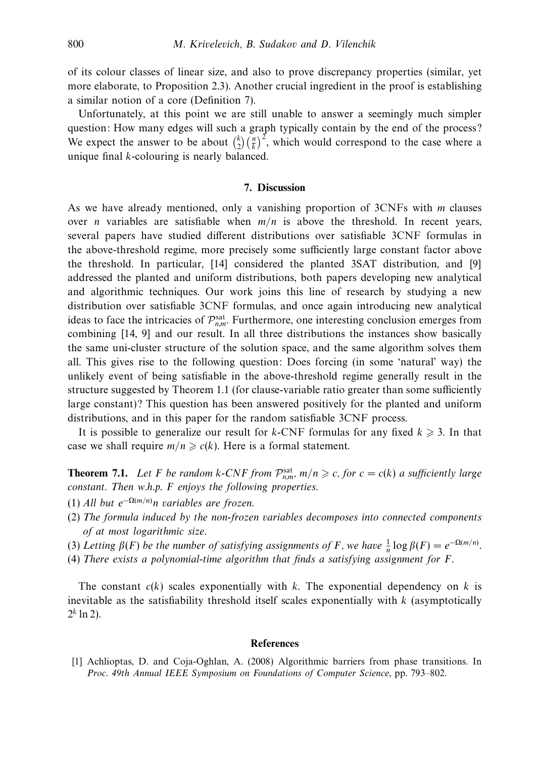of its colour classes of linear size, and also to prove discrepancy properties (similar, yet more elaborate, to Proposition 2.3). Another crucial ingredient in the proof is establishing a similar notion of a core (Definition 7).

Unfortunately, at this point we are still unable to answer a seemingly much simpler question: How many edges will such a graph typically contain by the end of the process? We expect the answer to be about $\binom{k}{2}\left(\frac{n}{k}\right)^2$, which would correspond to the case where a unique final $k$-colouring is nearly balanced.

## 7. Discussion

As we have already mentioned, only a vanishing proportion of 3CNFs with $m$ clauses over $n$ variables are satisfiable when $m/n$ is above the threshold. In recent years, several papers have studied different distributions over satisfiable 3CNF formulas in the above-threshold regime, more precisely some sufficiently large constant factor above the threshold. In particular, [14] considered the planted 3SAT distribution, and [9] addressed the planted and uniform distributions, both papers developing new analytical and algorithmic techniques. Our work joins this line of research by studying a new distribution over satisfiable 3CNF formulas, and once again introducing new analytical ideas to face the intricacies of $\mathcal{P}^{\text{sat}}_{n,m}$. Furthermore, one interesting conclusion emerges from combining [14, 9] and our result. In all three distributions the instances show basically the same uni-cluster structure of the solution space, and the same algorithm solves them all. This gives rise to the following question: Does forcing (in some 'natural' way) the unlikely event of being satisfiable in the above-threshold regime generally result in the structure suggested by Theorem 1.1 (for clause-variable ratio greater than some sufficiently large constant)? This question has been answered positively for the planted and uniform distributions, and in this paper for the random satisfiable 3CNF process.

It is possible to generalize our result for $k$-CNF formulas for any fixed $k \geqslant 3$. In that case we shall require $m/n \geqslant c(k)$. Here is a formal statement.

**Theorem 7.1.** *Let $F$ be random $k$-CNF from $\mathcal{P}^{\text{sat}}_{n,m}$, $m/n \geqslant c$, for $c = c(k)$ a sufficiently large constant. Then w.h.p. $F$ enjoys the following properties.*

(1) *All but $e^{-\Omega(m/n)}n$ variables are frozen.*
(2) *The formula induced by the non-frozen variables decomposes into connected components of at most logarithmic size.*
(3) *Letting $\beta(F)$ be the number of satisfying assignments of $F$, we have $\frac{1}{n}\log \beta(F) = e^{-\Omega(m/n)}$.*
(4) *There exists a polynomial-time algorithm that finds a satisfying assignment for $F$.*

The constant $c(k)$ scales exponentially with $k$. The exponential dependency on $k$ is inevitable as the satisfiability threshold itself scales exponentially with $k$ (asymptotically $2^k \ln 2$).

## References

[1] Achlioptas, D. and Coja-Oghlan, A. (2008) Algorithmic barriers from phase transitions. In *Proc. 49th Annual IEEE Symposium on Foundations of Computer Science*, pp. 793–802.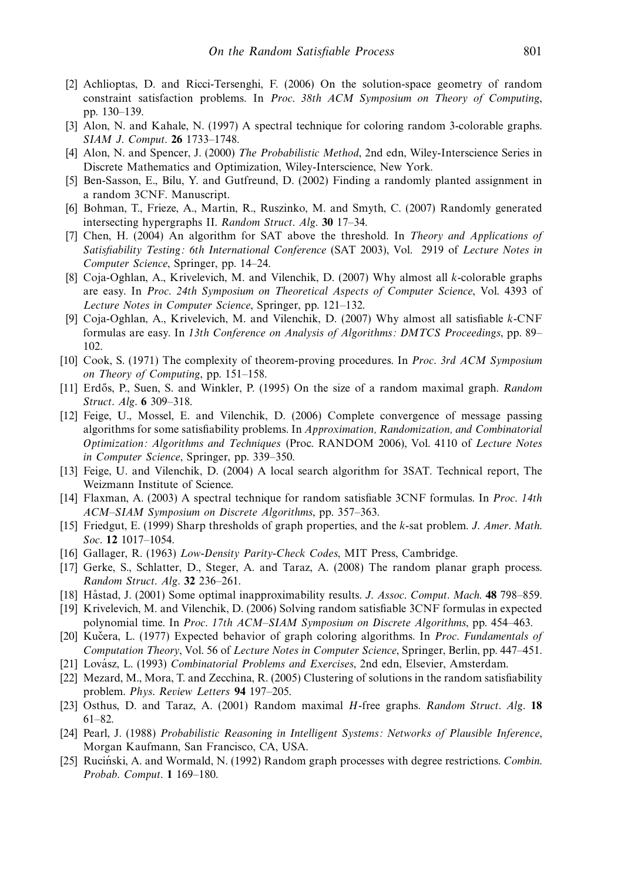[2] Achlioptas, D. and Ricci-Tersenghi, F. (2006) On the solution-space geometry of random constraint satisfaction problems. In *Proc. 38th ACM Symposium on Theory of Computing*, pp. 130–139.

[3] Alon, N. and Kahale, N. (1997) A spectral technique for coloring random 3-colorable graphs. *SIAM J. Comput.* **26** 1733–1748.

[4] Alon, N. and Spencer, J. (2000) *The Probabilistic Method*, 2nd edn, Wiley-Interscience Series in Discrete Mathematics and Optimization, Wiley-Interscience, New York.

[5] Ben-Sasson, E., Bilu, Y. and Gutfreund, D. (2002) Finding a randomly planted assignment in a random 3CNF. Manuscript.

[6] Bohman, T., Frieze, A., Martin, R., Ruszinko, M. and Smyth, C. (2007) Randomly generated intersecting hypergraphs II. *Random Struct. Alg.* **30** 17–34.

[7] Chen, H. (2004) An algorithm for SAT above the threshold. In *Theory and Applications of Satisfiability Testing: 6th International Conference* (SAT 2003), Vol. 2919 of *Lecture Notes in Computer Science*, Springer, pp. 14–24.

[8] Coja-Oghlan, A., Krivelevich, M. and Vilenchik, D. (2007) Why almost all $k$-colorable graphs are easy. In *Proc. 24th Symposium on Theoretical Aspects of Computer Science*, Vol. 4393 of *Lecture Notes in Computer Science*, Springer, pp. 121–132.

[9] Coja-Oghlan, A., Krivelevich, M. and Vilenchik, D. (2007) Why almost all satisfiable $k$-CNF formulas are easy. In *13th Conference on Analysis of Algorithms: DMTCS Proceedings*, pp. 89–102.

[10] Cook, S. (1971) The complexity of theorem-proving procedures. In *Proc. 3rd ACM Symposium on Theory of Computing*, pp. 151–158.

[11] Erdős, P., Suen, S. and Winkler, P. (1995) On the size of a random maximal graph. *Random Struct. Alg.* **6** 309–318.

[12] Feige, U., Mossel, E. and Vilenchik, D. (2006) Complete convergence of message passing algorithms for some satisfiability problems. In *Approximation, Randomization, and Combinatorial Optimization: Algorithms and Techniques* (Proc. RANDOM 2006), Vol. 4110 of *Lecture Notes in Computer Science*, Springer, pp. 339–350.

[13] Feige, U. and Vilenchik, D. (2004) A local search algorithm for 3SAT. Technical report, The Weizmann Institute of Science.

[14] Flaxman, A. (2003) A spectral technique for random satisfiable 3CNF formulas. In *Proc. 14th ACM–SIAM Symposium on Discrete Algorithms*, pp. 357–363.

[15] Friedgut, E. (1999) Sharp thresholds of graph properties, and the $k$-sat problem. *J. Amer. Math. Soc.* **12** 1017–1054.

[16] Gallager, R. (1963) *Low-Density Parity-Check Codes*, MIT Press, Cambridge.

[17] Gerke, S., Schlatter, D., Steger, A. and Taraz, A. (2008) The random planar graph process. *Random Struct. Alg.* **32** 236–261.

[18] Håstad, J. (2001) Some optimal inapproximability results. *J. Assoc. Comput. Mach.* **48** 798–859.

[19] Krivelevich, M. and Vilenchik, D. (2006) Solving random satisfiable 3CNF formulas in expected polynomial time. In *Proc. 17th ACM–SIAM Symposium on Discrete Algorithms*, pp. 454–463.

[20] Kučera, L. (1977) Expected behavior of graph coloring algorithms. In *Proc. Fundamentals of Computation Theory*, Vol. 56 of *Lecture Notes in Computer Science*, Springer, Berlin, pp. 447–451.

[21] Lovász, L. (1993) *Combinatorial Problems and Exercises*, 2nd edn, Elsevier, Amsterdam.

[22] Mezard, M., Mora, T. and Zecchina, R. (2005) Clustering of solutions in the random satisfiability problem. *Phys. Review Letters* **94** 197–205.

[23] Osthus, D. and Taraz, A. (2001) Random maximal $H$-free graphs. *Random Struct. Alg.* **18** 61–82.

[24] Pearl, J. (1988) *Probabilistic Reasoning in Intelligent Systems: Networks of Plausible Inference*, Morgan Kaufmann, San Francisco, CA, USA.

[25] Ruciński, A. and Wormald, N. (1992) Random graph processes with degree restrictions. *Combin. Probab. Comput.* **1** 169–180.